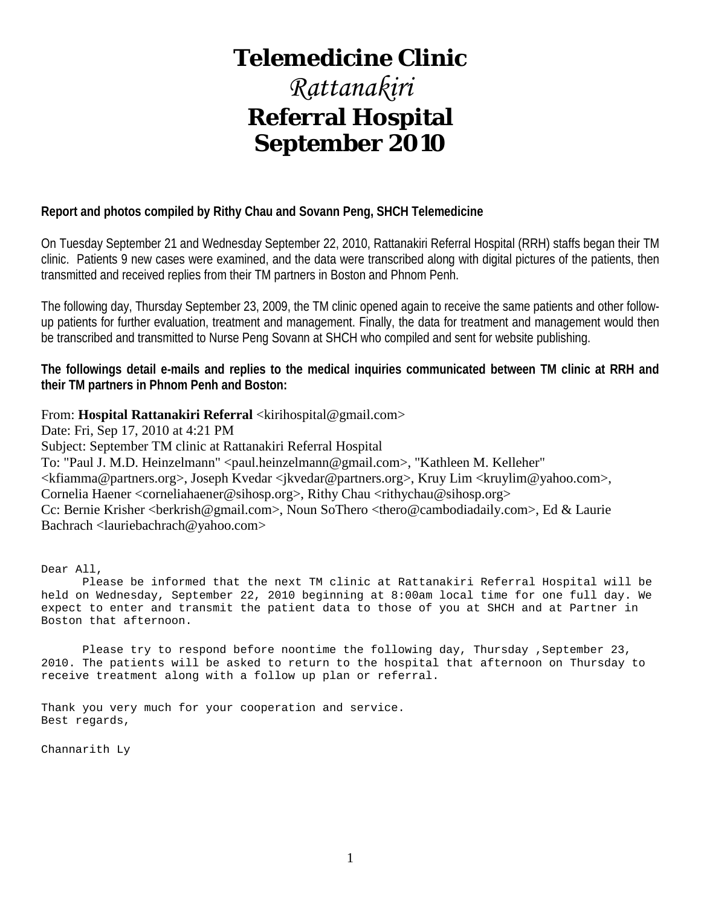# Telemedicine Clinic
# *Rattanakiri*
# Referral Hospital
# September 2010

**Report and photos compiled by Rithy Chau and Sovann Peng, SHCH Telemedicine**

On Tuesday September 21 and Wednesday September 22, 2010, Rattanakiri Referral Hospital (RRH) staffs began their TM clinic. Patients 9 new cases were examined, and the data were transcribed along with digital pictures of the patients, then transmitted and received replies from their TM partners in Boston and Phnom Penh.

The following day, Thursday September 23, 2009, the TM clinic opened again to receive the same patients and other follow-up patients for further evaluation, treatment and management. Finally, the data for treatment and management would then be transcribed and transmitted to Nurse Peng Sovann at SHCH who compiled and sent for website publishing.

**The followings detail e-mails and replies to the medical inquiries communicated between TM clinic at RRH and their TM partners in Phnom Penh and Boston:**

From: **Hospital Rattanakiri Referral** <kirihospital@gmail.com>
Date: Fri, Sep 17, 2010 at 4:21 PM
Subject: September TM clinic at Rattanakiri Referral Hospital
To: "Paul J. M.D. Heinzelmann" <paul.heinzelmann@gmail.com>, "Kathleen M. Kelleher" <kfiamma@partners.org>, Joseph Kvedar <jkvedar@partners.org>, Kruy Lim <kruylim@yahoo.com>, Cornelia Haener <corneliahaener@sihosp.org>, Rithy Chau <rithychau@sihosp.org>
Cc: Bernie Krisher <berkrish@gmail.com>, Noun SoThero <thero@cambodiadaily.com>, Ed & Laurie Bachrach <lauriebachrach@yahoo.com>

Dear All,

Please be informed that the next TM clinic at Rattanakiri Referral Hospital will be held on Wednesday, September 22, 2010 beginning at 8:00am local time for one full day. We expect to enter and transmit the patient data to those of you at SHCH and at Partner in Boston that afternoon.

Please try to respond before noontime the following day, Thursday ,September 23, 2010. The patients will be asked to return to the hospital that afternoon on Thursday to receive treatment along with a follow up plan or referral.

Thank you very much for your cooperation and service.
Best regards,

Channarith Ly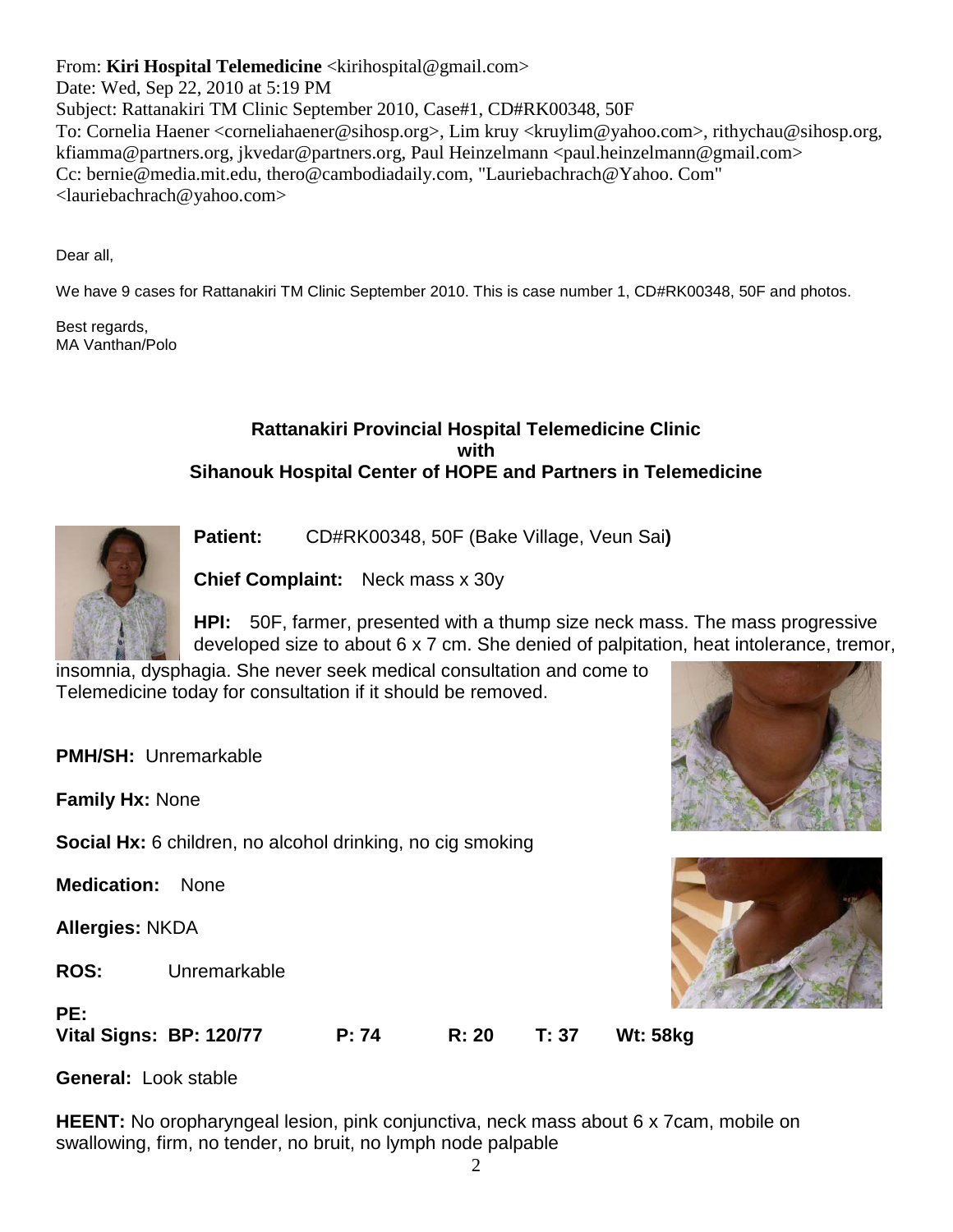From: **Kiri Hospital Telemedicine** <kirihospital@gmail.com>
Date: Wed, Sep 22, 2010 at 5:19 PM
Subject: Rattanakiri TM Clinic September 2010, Case#1, CD#RK00348, 50F
To: Cornelia Haener <corneliahaener@sihosp.org>, Lim kruy <kruylim@yahoo.com>, rithychau@sihosp.org, kfiamma@partners.org, jkvedar@partners.org, Paul Heinzelmann <paul.heinzelmann@gmail.com>
Cc: bernie@media.mit.edu, thero@cambodiadaily.com, "Lauriebachrach@Yahoo. Com" <lauriebachrach@yahoo.com>

Dear all,

We have 9 cases for Rattanakiri TM Clinic September 2010. This is case number 1, CD#RK00348, 50F and photos.

Best regards,
MA Vanthan/Polo

**Rattanakiri Provincial Hospital Telemedicine Clinic**
**with**
**Sihanouk Hospital Center of HOPE and Partners in Telemedicine**

**Patient:** CD#RK00348, 50F (Bake Village, Veun Sai**)**

**Chief Complaint:** Neck mass x 30y

**HPI:** 50F, farmer, presented with a thump size neck mass. The mass progressive developed size to about 6 x 7 cm. She denied of palpitation, heat intolerance, tremor, insomnia, dysphagia. She never seek medical consultation and come to Telemedicine today for consultation if it should be removed.

**PMH/SH:** Unremarkable

**Family Hx:** None

**Social Hx:** 6 children, no alcohol drinking, no cig smoking

**Medication:** None

**Allergies:** NKDA

**ROS:** Unremarkable

**PE:**
**Vital Signs: BP: 120/77 P: 74 R: 20 T: 37 Wt: 58kg**

**General:** Look stable

**HEENT:** No oropharyngeal lesion, pink conjunctiva, neck mass about 6 x 7cam, mobile on swallowing, firm, no tender, no bruit, no lymph node palpable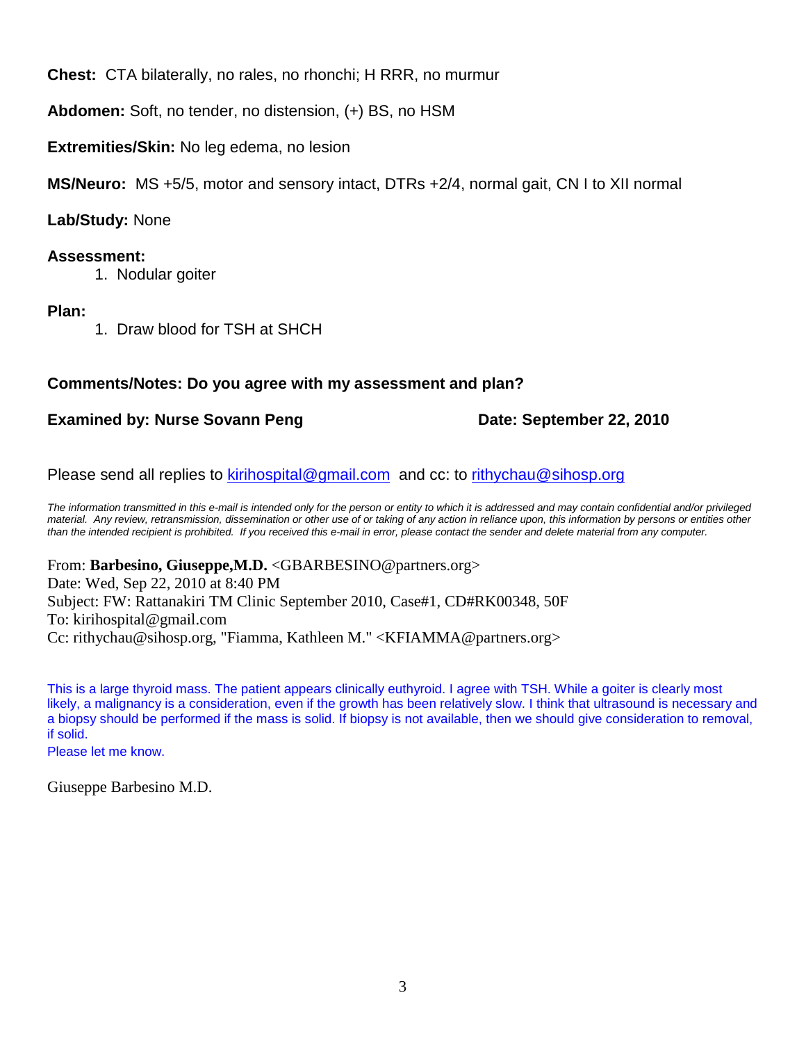**Chest:** CTA bilaterally, no rales, no rhonchi; H RRR, no murmur

**Abdomen:** Soft, no tender, no distension, (+) BS, no HSM

**Extremities/Skin:** No leg edema, no lesion

**MS/Neuro:** MS +5/5, motor and sensory intact, DTRs +2/4, normal gait, CN I to XII normal

**Lab/Study:** None

**Assessment:**

1. Nodular goiter

**Plan:**

1. Draw blood for TSH at SHCH

**Comments/Notes: Do you agree with my assessment and plan?**

**Examined by: Nurse Sovann Peng** **Date: September 22, 2010**

Please send all replies to kirihospital@gmail.com and cc: to rithychau@sihosp.org

*The information transmitted in this e-mail is intended only for the person or entity to which it is addressed and may contain confidential and/or privileged material. Any review, retransmission, dissemination or other use of or taking of any action in reliance upon, this information by persons or entities other than the intended recipient is prohibited. If you received this e-mail in error, please contact the sender and delete material from any computer.*

From: **Barbesino, Giuseppe,M.D.** <GBARBESINO@partners.org>
Date: Wed, Sep 22, 2010 at 8:40 PM
Subject: FW: Rattanakiri TM Clinic September 2010, Case#1, CD#RK00348, 50F
To: kirihospital@gmail.com
Cc: rithychau@sihosp.org, "Fiamma, Kathleen M." <KFIAMMA@partners.org>

This is a large thyroid mass. The patient appears clinically euthyroid. I agree with TSH. While a goiter is clearly most likely, a malignancy is a consideration, even if the growth has been relatively slow. I think that ultrasound is necessary and a biopsy should be performed if the mass is solid. If biopsy is not available, then we should give consideration to removal, if solid.

Please let me know.

Giuseppe Barbesino M.D.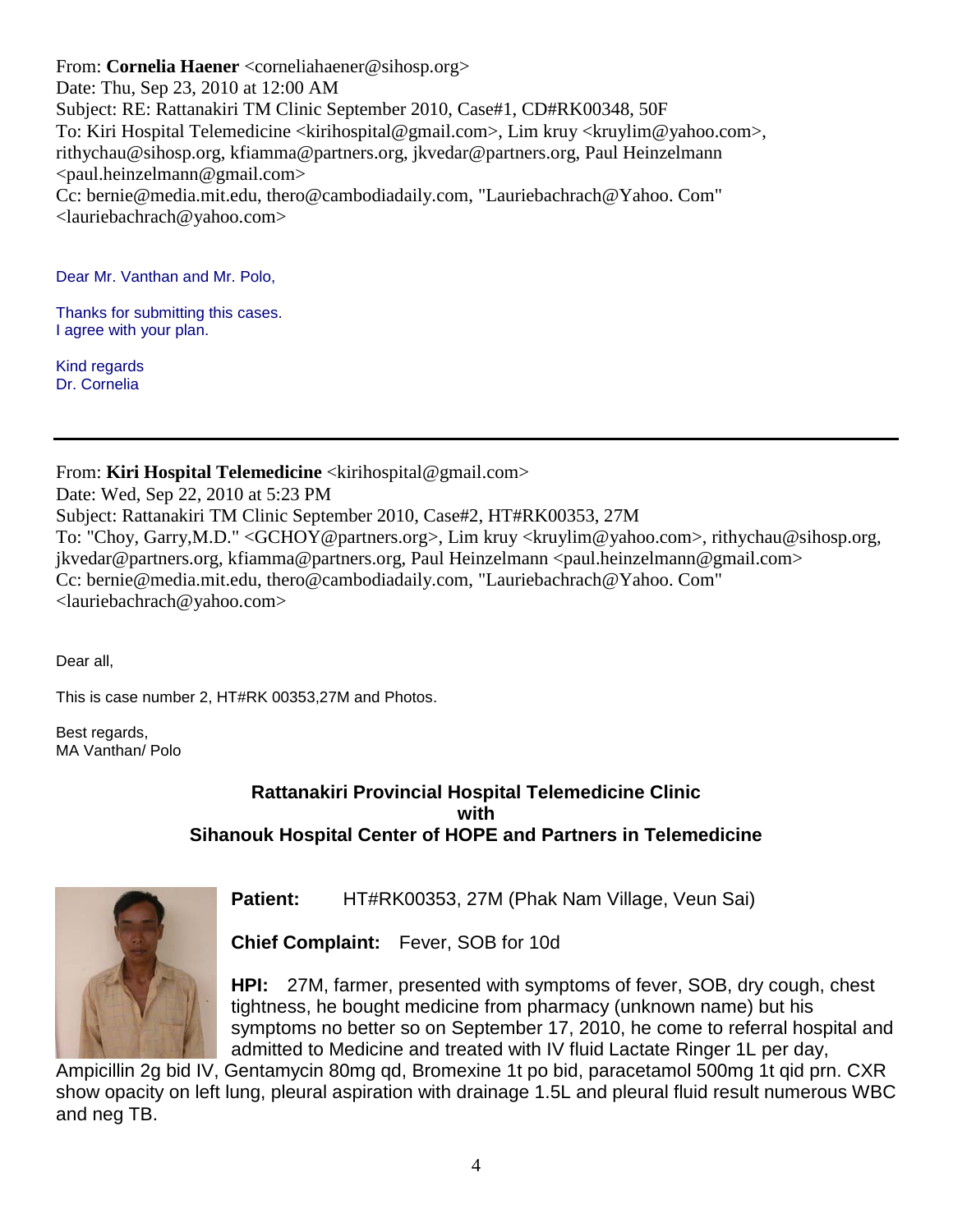From: **Cornelia Haener** <corneliahaener@sihosp.org>
Date: Thu, Sep 23, 2010 at 12:00 AM
Subject: RE: Rattanakiri TM Clinic September 2010, Case#1, CD#RK00348, 50F
To: Kiri Hospital Telemedicine <kirihospital@gmail.com>, Lim kruy <kruylim@yahoo.com>, rithychau@sihosp.org, kfiamma@partners.org, jkvedar@partners.org, Paul Heinzelmann <paul.heinzelmann@gmail.com>
Cc: bernie@media.mit.edu, thero@cambodiadaily.com, "Lauriebachrach@Yahoo. Com" <lauriebachrach@yahoo.com>

Dear Mr. Vanthan and Mr. Polo,

Thanks for submitting this cases.
I agree with your plan.

Kind regards
Dr. Cornelia

---

From: **Kiri Hospital Telemedicine** <kirihospital@gmail.com>
Date: Wed, Sep 22, 2010 at 5:23 PM
Subject: Rattanakiri TM Clinic September 2010, Case#2, HT#RK00353, 27M
To: "Choy, Garry,M.D." <GCHOY@partners.org>, Lim kruy <kruylim@yahoo.com>, rithychau@sihosp.org, jkvedar@partners.org, kfiamma@partners.org, Paul Heinzelmann <paul.heinzelmann@gmail.com>
Cc: bernie@media.mit.edu, thero@cambodiadaily.com, "Lauriebachrach@Yahoo. Com" <lauriebachrach@yahoo.com>

Dear all,

This is case number 2, HT#RK 00353,27M and Photos.

Best regards,
MA Vanthan/ Polo

**Rattanakiri Provincial Hospital Telemedicine Clinic**
**with**
**Sihanouk Hospital Center of HOPE and Partners in Telemedicine**

**Patient:** HT#RK00353, 27M (Phak Nam Village, Veun Sai)

**Chief Complaint:** Fever, SOB for 10d

**HPI:** 27M, farmer, presented with symptoms of fever, SOB, dry cough, chest tightness, he bought medicine from pharmacy (unknown name) but his symptoms no better so on September 17, 2010, he come to referral hospital and admitted to Medicine and treated with IV fluid Lactate Ringer 1L per day, Ampicillin 2g bid IV, Gentamycin 80mg qd, Bromexine 1t po bid, paracetamol 500mg 1t qid prn. CXR show opacity on left lung, pleural aspiration with drainage 1.5L and pleural fluid result numerous WBC and neg TB.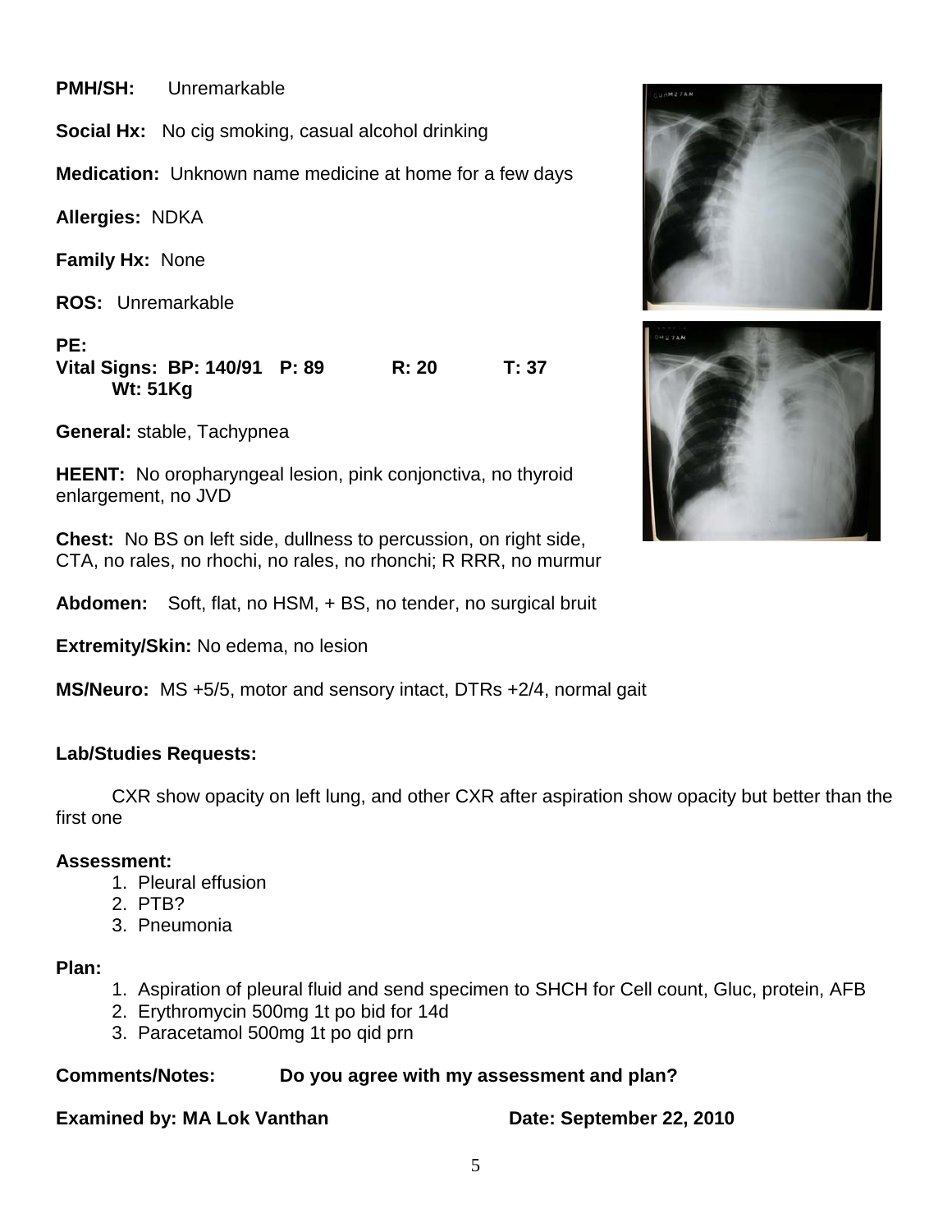**PMH/SH:** Unremarkable

**Social Hx:** No cig smoking, casual alcohol drinking

**Medication:** Unknown name medicine at home for a few days

**Allergies:** NDKA

**Family Hx:** None

**ROS:** Unremarkable

**PE:**
**Vital Signs: BP: 140/91 P: 89 R: 20 T: 37 Wt: 51Kg**

**General:** stable, Tachypnea

**HEENT:** No oropharyngeal lesion, pink conjonctiva, no thyroid enlargement, no JVD

**Chest:** No BS on left side, dullness to percussion, on right side, CTA, no rales, no rhochi, no rales, no rhonchi; R RRR, no murmur

**Abdomen:** Soft, flat, no HSM, + BS, no tender, no surgical bruit

**Extremity/Skin:** No edema, no lesion

**MS/Neuro:** MS +5/5, motor and sensory intact, DTRs +2/4, normal gait

**Lab/Studies Requests:**

CXR show opacity on left lung, and other CXR after aspiration show opacity but better than the first one

**Assessment:**

1. Pleural effusion
2. PTB?
3. Pneumonia

**Plan:**

1. Aspiration of pleural fluid and send specimen to SHCH for Cell count, Gluc, protein, AFB
2. Erythromycin 500mg 1t po bid for 14d
3. Paracetamol 500mg 1t po qid prn

**Comments/Notes: Do you agree with my assessment and plan?**

**Examined by: MA Lok Vanthan** **Date: September 22, 2010**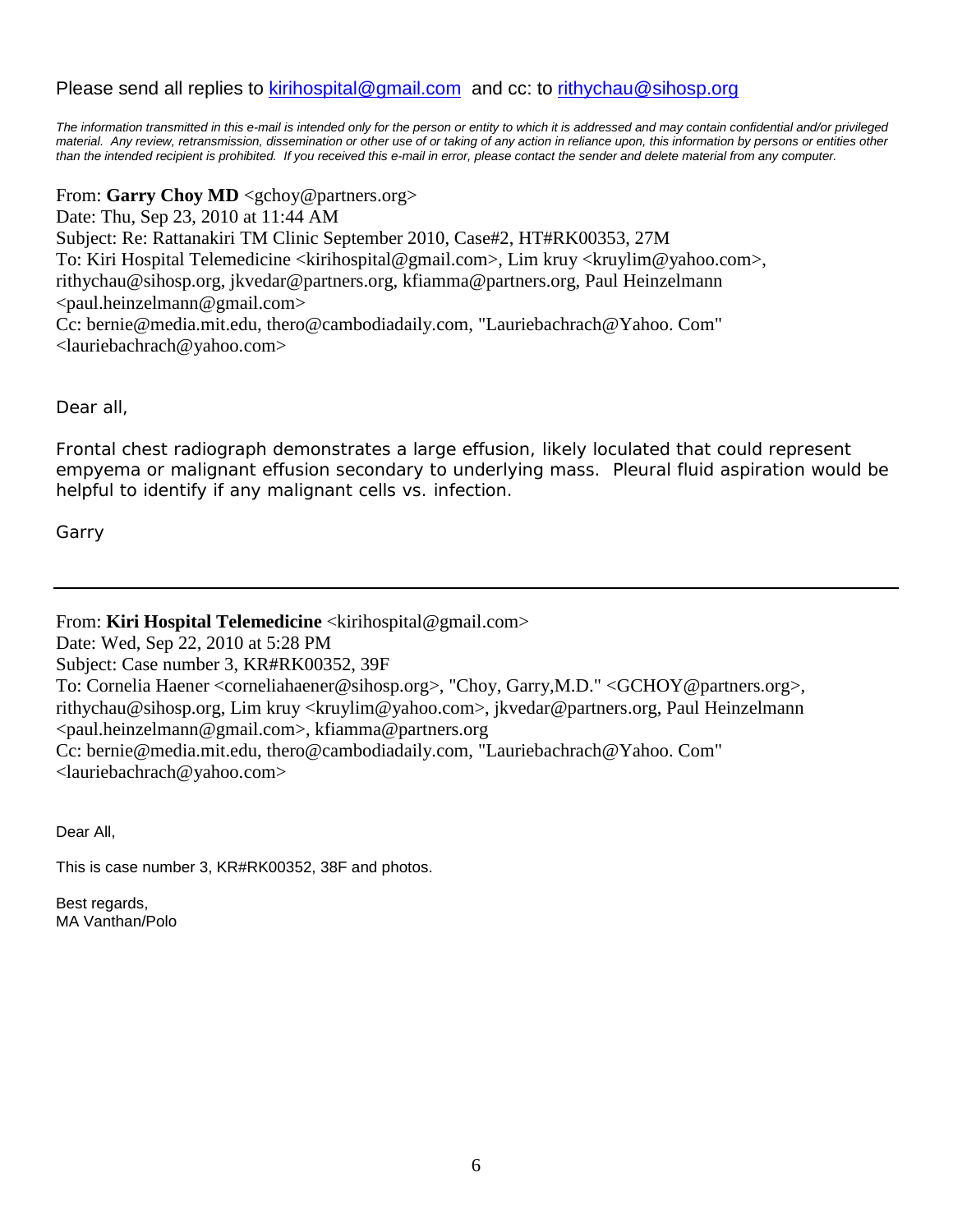Please send all replies to kirihospital@gmail.com and cc: to rithychau@sihosp.org

*The information transmitted in this e-mail is intended only for the person or entity to which it is addressed and may contain confidential and/or privileged material. Any review, retransmission, dissemination or other use of or taking of any action in reliance upon, this information by persons or entities other than the intended recipient is prohibited. If you received this e-mail in error, please contact the sender and delete material from any computer.*

From: **Garry Choy MD** <gchoy@partners.org>
Date: Thu, Sep 23, 2010 at 11:44 AM
Subject: Re: Rattanakiri TM Clinic September 2010, Case#2, HT#RK00353, 27M
To: Kiri Hospital Telemedicine <kirihospital@gmail.com>, Lim kruy <kruylim@yahoo.com>, rithychau@sihosp.org, jkvedar@partners.org, kfiamma@partners.org, Paul Heinzelmann <paul.heinzelmann@gmail.com>
Cc: bernie@media.mit.edu, thero@cambodiadaily.com, "Lauriebachrach@Yahoo. Com" <lauriebachrach@yahoo.com>

Dear all,

Frontal chest radiograph demonstrates a large effusion, likely loculated that could represent empyema or malignant effusion secondary to underlying mass. Pleural fluid aspiration would be helpful to identify if any malignant cells vs. infection.

Garry

---

From: **Kiri Hospital Telemedicine** <kirihospital@gmail.com>
Date: Wed, Sep 22, 2010 at 5:28 PM
Subject: Case number 3, KR#RK00352, 39F
To: Cornelia Haener <corneliahaener@sihosp.org>, "Choy, Garry,M.D." <GCHOY@partners.org>, rithychau@sihosp.org, Lim kruy <kruylim@yahoo.com>, jkvedar@partners.org, Paul Heinzelmann <paul.heinzelmann@gmail.com>, kfiamma@partners.org
Cc: bernie@media.mit.edu, thero@cambodiadaily.com, "Lauriebachrach@Yahoo. Com" <lauriebachrach@yahoo.com>

Dear All,

This is case number 3, KR#RK00352, 38F and photos.

Best regards,
MA Vanthan/Polo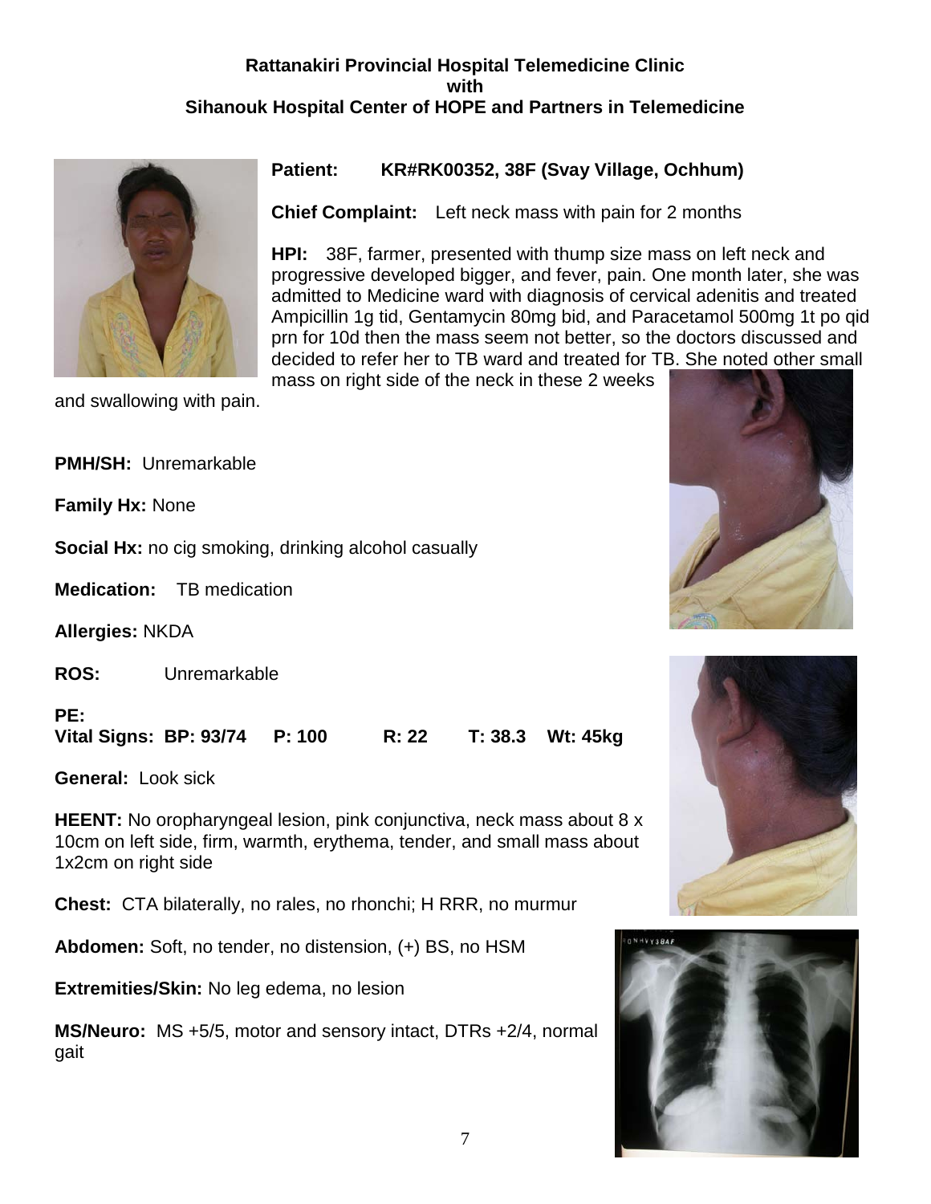**Rattanakiri Provincial Hospital Telemedicine Clinic**
**with**
**Sihanouk Hospital Center of HOPE and Partners in Telemedicine**

**Patient:** **KR#RK00352, 38F (Svay Village, Ochhum)**

**Chief Complaint:** Left neck mass with pain for 2 months

**HPI:** 38F, farmer, presented with thump size mass on left neck and progressive developed bigger, and fever, pain. One month later, she was admitted to Medicine ward with diagnosis of cervical adenitis and treated Ampicillin 1g tid, Gentamycin 80mg bid, and Paracetamol 500mg 1t po qid prn for 10d then the mass seem not better, so the doctors discussed and decided to refer her to TB ward and treated for TB. She noted other small mass on right side of the neck in these 2 weeks and swallowing with pain.

**PMH/SH:** Unremarkable

**Family Hx:** None

**Social Hx:** no cig smoking, drinking alcohol casually

**Medication:** TB medication

**Allergies:** NKDA

**ROS:** Unremarkable

**PE:**
**Vital Signs: BP: 93/74 P: 100 R: 22 T: 38.3 Wt: 45kg**

**General:** Look sick

**HEENT:** No oropharyngeal lesion, pink conjunctiva, neck mass about 8 x 10cm on left side, firm, warmth, erythema, tender, and small mass about 1x2cm on right side

**Chest:** CTA bilaterally, no rales, no rhonchi; H RRR, no murmur

**Abdomen:** Soft, no tender, no distension, (+) BS, no HSM

**Extremities/Skin:** No leg edema, no lesion

**MS/Neuro:** MS +5/5, motor and sensory intact, DTRs +2/4, normal gait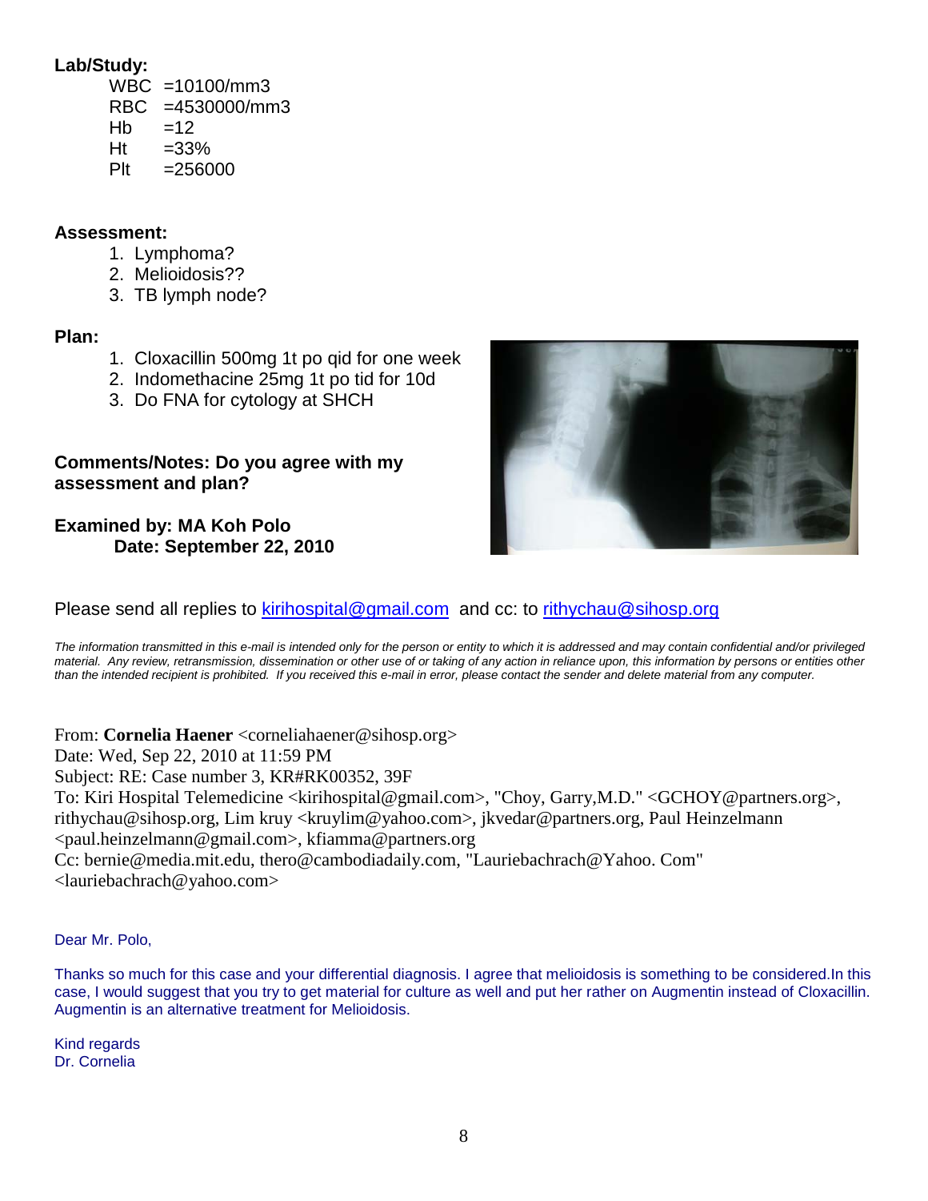**Lab/Study:**

WBC =10100/mm3
RBC =4530000/mm3
Hb =12
Ht =33%
Plt =256000

**Assessment:**

1. Lymphoma?
2. Melioidosis??
3. TB lymph node?

**Plan:**

1. Cloxacillin 500mg 1t po qid for one week
2. Indomethacine 25mg 1t po tid for 10d
3. Do FNA for cytology at SHCH

**Comments/Notes: Do you agree with my assessment and plan?**

**Examined by: MA Koh Polo**
**Date: September 22, 2010**

Please send all replies to kirihospital@gmail.com and cc: to rithychau@sihosp.org

*The information transmitted in this e-mail is intended only for the person or entity to which it is addressed and may contain confidential and/or privileged material. Any review, retransmission, dissemination or other use of or taking of any action in reliance upon, this information by persons or entities other than the intended recipient is prohibited. If you received this e-mail in error, please contact the sender and delete material from any computer.*

From: **Cornelia Haener** <corneliahaener@sihosp.org>
Date: Wed, Sep 22, 2010 at 11:59 PM
Subject: RE: Case number 3, KR#RK00352, 39F
To: Kiri Hospital Telemedicine <kirihospital@gmail.com>, "Choy, Garry,M.D." <GCHOY@partners.org>, rithychau@sihosp.org, Lim kruy <kruylim@yahoo.com>, jkvedar@partners.org, Paul Heinzelmann <paul.heinzelmann@gmail.com>, kfiamma@partners.org
Cc: bernie@media.mit.edu, thero@cambodiadaily.com, "Lauriebachrach@Yahoo. Com" <lauriebachrach@yahoo.com>

Dear Mr. Polo,

Thanks so much for this case and your differential diagnosis. I agree that melioidosis is something to be considered.In this case, I would suggest that you try to get material for culture as well and put her rather on Augmentin instead of Cloxacillin. Augmentin is an alternative treatment for Melioidosis.

Kind regards
Dr. Cornelia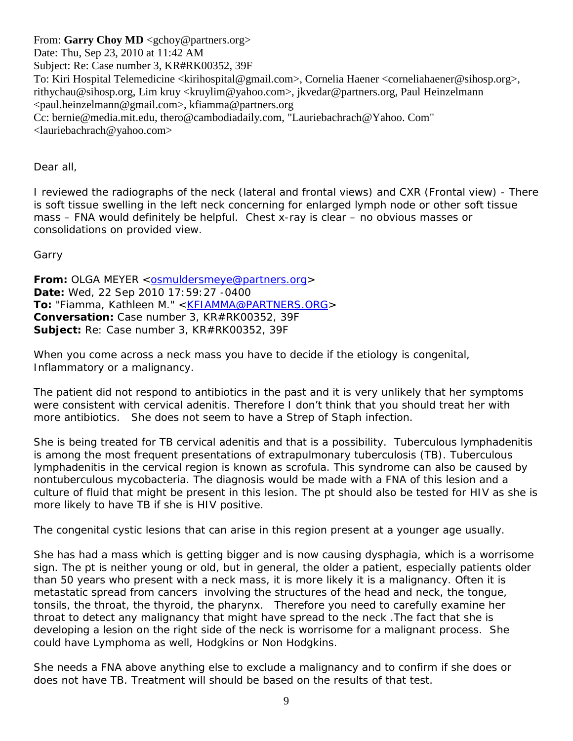From: **Garry Choy MD** <gchoy@partners.org>
Date: Thu, Sep 23, 2010 at 11:42 AM
Subject: Re: Case number 3, KR#RK00352, 39F
To: Kiri Hospital Telemedicine <kirihospital@gmail.com>, Cornelia Haener <corneliahaener@sihosp.org>, rithychau@sihosp.org, Lim kruy <kruylim@yahoo.com>, jkvedar@partners.org, Paul Heinzelmann <paul.heinzelmann@gmail.com>, kfiamma@partners.org
Cc: bernie@media.mit.edu, thero@cambodiadaily.com, "Lauriebachrach@Yahoo. Com" <lauriebachrach@yahoo.com>

Dear all,

I reviewed the radiographs of the neck (lateral and frontal views) and CXR (Frontal view) - There is soft tissue swelling in the left neck concerning for enlarged lymph node or other soft tissue mass – FNA would definitely be helpful. Chest x-ray is clear – no obvious masses or consolidations on provided view.

Garry

**From:** OLGA MEYER <osmuldersmeye@partners.org>
**Date:** Wed, 22 Sep 2010 17:59:27 -0400
**To:** "Fiamma, Kathleen M." <KFIAMMA@PARTNERS.ORG>
**Conversation:** Case number 3, KR#RK00352, 39F
**Subject:** Re: Case number 3, KR#RK00352, 39F

When you come across a neck mass you have to decide if the etiology is congenital, Inflammatory or a malignancy.

The patient did not respond to antibiotics in the past and it is very unlikely that her symptoms were consistent with cervical adenitis. Therefore I don't think that you should treat her with more antibiotics. She does not seem to have a Strep of Staph infection.

She is being treated for TB cervical adenitis and that is a possibility. Tuberculous lymphadenitis is among the most frequent presentations of extrapulmonary tuberculosis (TB). Tuberculous lymphadenitis in the cervical region is known as scrofula. This syndrome can also be caused by nontuberculous mycobacteria. The diagnosis would be made with a FNA of this lesion and a culture of fluid that might be present in this lesion. The pt should also be tested for HIV as she is more likely to have TB if she is HIV positive.

The congenital cystic lesions that can arise in this region present at a younger age usually.

She has had a mass which is getting bigger and is now causing dysphagia, which is a worrisome sign. The pt is neither young or old, but in general, the older a patient, especially patients older than 50 years who present with a neck mass, it is more likely it is a malignancy. Often it is metastatic spread from cancers involving the structures of the head and neck, the tongue, tonsils, the throat, the thyroid, the pharynx. Therefore you need to carefully examine her throat to detect any malignancy that might have spread to the neck .The fact that she is developing a lesion on the right side of the neck is worrisome for a malignant process. She could have Lymphoma as well, Hodgkins or Non Hodgkins.

She needs a FNA above anything else to exclude a malignancy and to confirm if she does or does not have TB. Treatment will should be based on the results of that test.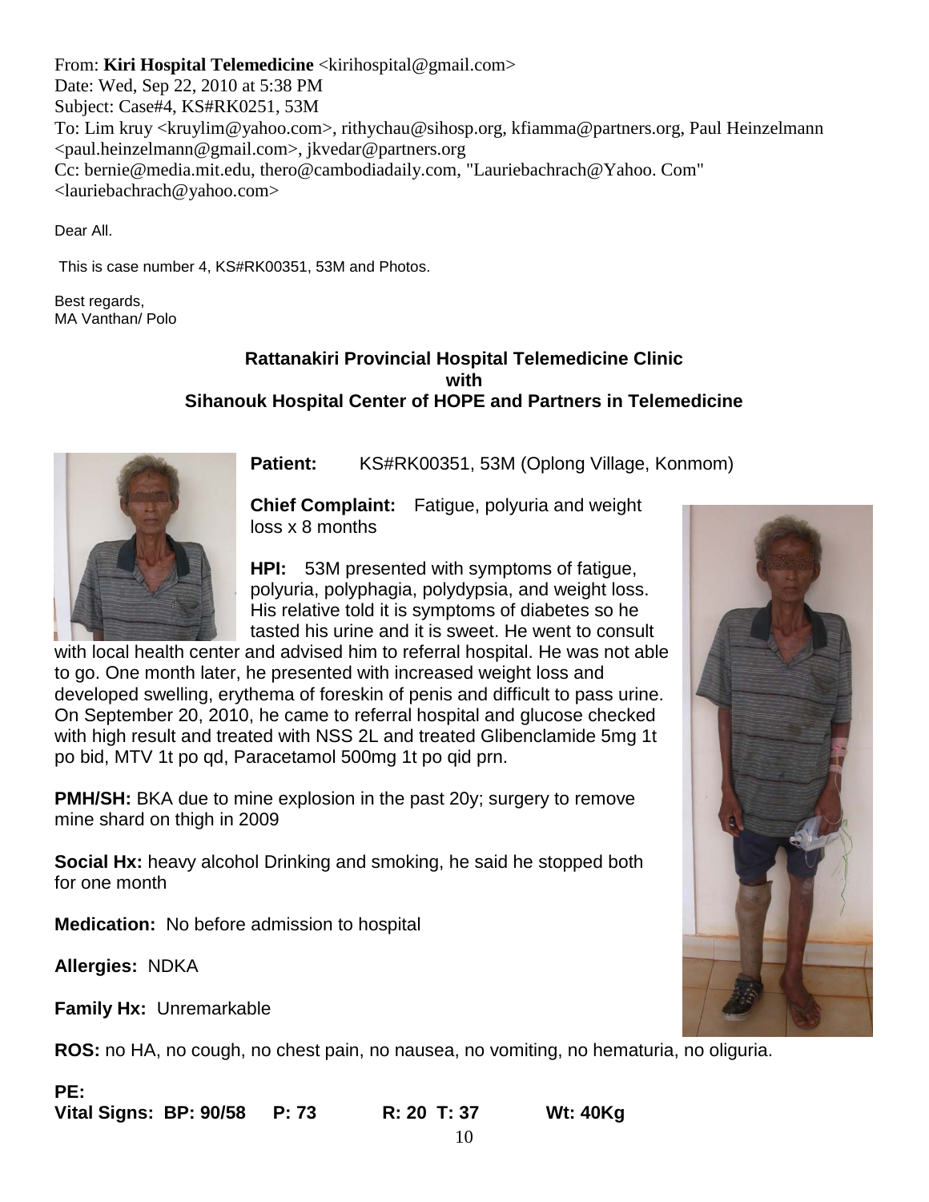From: **Kiri Hospital Telemedicine** <kirihospital@gmail.com>
Date: Wed, Sep 22, 2010 at 5:38 PM
Subject: Case#4, KS#RK0251, 53M
To: Lim kruy <kruylim@yahoo.com>, rithychau@sihosp.org, kfiamma@partners.org, Paul Heinzelmann <paul.heinzelmann@gmail.com>, jkvedar@partners.org
Cc: bernie@media.mit.edu, thero@cambodiadaily.com, "Lauriebachrach@Yahoo. Com" <lauriebachrach@yahoo.com>

Dear All.

This is case number 4, KS#RK00351, 53M and Photos.

Best regards,
MA Vanthan/ Polo

**Rattanakiri Provincial Hospital Telemedicine Clinic**
**with**
**Sihanouk Hospital Center of HOPE and Partners in Telemedicine**

**Patient:** KS#RK00351, 53M (Oplong Village, Konmom)

**Chief Complaint:** Fatigue, polyuria and weight loss x 8 months

**HPI:** 53M presented with symptoms of fatigue, polyuria, polyphagia, polydypsia, and weight loss. His relative told it is symptoms of diabetes so he tasted his urine and it is sweet. He went to consult with local health center and advised him to referral hospital. He was not able to go. One month later, he presented with increased weight loss and developed swelling, erythema of foreskin of penis and difficult to pass urine. On September 20, 2010, he came to referral hospital and glucose checked with high result and treated with NSS 2L and treated Glibenclamide 5mg 1t po bid, MTV 1t po qd, Paracetamol 500mg 1t po qid prn.

**PMH/SH:** BKA due to mine explosion in the past 20y; surgery to remove mine shard on thigh in 2009

**Social Hx:** heavy alcohol Drinking and smoking, he said he stopped both for one month

**Medication:** No before admission to hospital

**Allergies:** NDKA

**Family Hx:** Unremarkable

**ROS:** no HA, no cough, no chest pain, no nausea, no vomiting, no hematuria, no oliguria.

**PE:**
**Vital Signs: BP: 90/58 P: 73 R: 20 T: 37 Wt: 40Kg**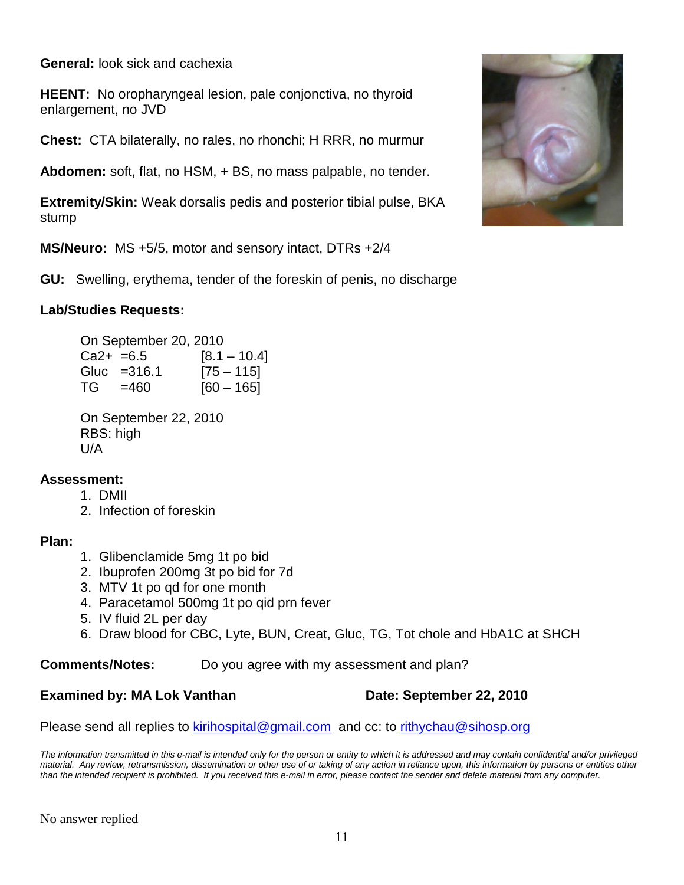**General:** look sick and cachexia

**HEENT:** No oropharyngeal lesion, pale conjonctiva, no thyroid enlargement, no JVD

**Chest:** CTA bilaterally, no rales, no rhonchi; H RRR, no murmur

**Abdomen:** soft, flat, no HSM, + BS, no mass palpable, no tender.

**Extremity/Skin:** Weak dorsalis pedis and posterior tibial pulse, BKA stump

**MS/Neuro:** MS +5/5, motor and sensory intact, DTRs +2/4

**GU:** Swelling, erythema, tender of the foreskin of penis, no discharge

**Lab/Studies Requests:**

On September 20, 2010

| | | |
|---|---|---|
| Ca2+ | =6.5 | [8.1 – 10.4] |
| Gluc | =316.1 | [75 – 115] |
| TG | =460 | [60 – 165] |

On September 22, 2010
RBS: high
U/A

**Assessment:**

1. DMII
2. Infection of foreskin

**Plan:**

1. Glibenclamide 5mg 1t po bid
2. Ibuprofen 200mg 3t po bid for 7d
3. MTV 1t po qd for one month
4. Paracetamol 500mg 1t po qid prn fever
5. IV fluid 2L per day
6. Draw blood for CBC, Lyte, BUN, Creat, Gluc, TG, Tot chole and HbA1C at SHCH

**Comments/Notes:** Do you agree with my assessment and plan?

**Examined by: MA Lok Vanthan** **Date: September 22, 2010**

Please send all replies to kirihospital@gmail.com and cc: to rithychau@sihosp.org

*The information transmitted in this e-mail is intended only for the person or entity to which it is addressed and may contain confidential and/or privileged material. Any review, retransmission, dissemination or other use of or taking of any action in reliance upon, this information by persons or entities other than the intended recipient is prohibited. If you received this e-mail in error, please contact the sender and delete material from any computer.*

No answer replied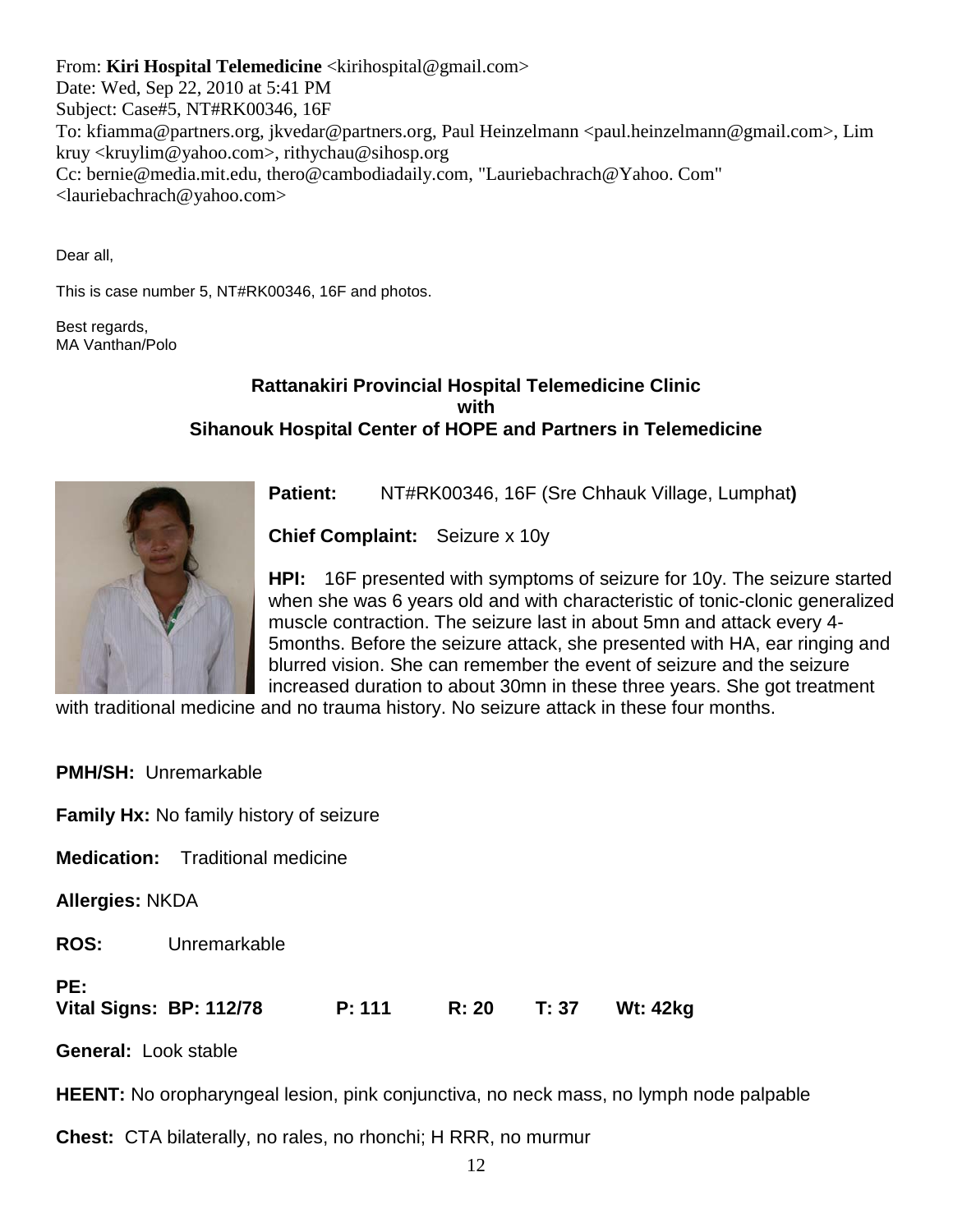From: **Kiri Hospital Telemedicine** <kirihospital@gmail.com>
Date: Wed, Sep 22, 2010 at 5:41 PM
Subject: Case#5, NT#RK00346, 16F
To: kfiamma@partners.org, jkvedar@partners.org, Paul Heinzelmann <paul.heinzelmann@gmail.com>, Lim kruy <kruylim@yahoo.com>, rithychau@sihosp.org
Cc: bernie@media.mit.edu, thero@cambodiadaily.com, "Lauriebachrach@Yahoo. Com" <lauriebachrach@yahoo.com>

Dear all,

This is case number 5, NT#RK00346, 16F and photos.

Best regards,
MA Vanthan/Polo

**Rattanakiri Provincial Hospital Telemedicine Clinic**
**with**
**Sihanouk Hospital Center of HOPE and Partners in Telemedicine**

**Patient:** NT#RK00346, 16F (Sre Chhauk Village, Lumphat**)**

**Chief Complaint:** Seizure x 10y

**HPI:** 16F presented with symptoms of seizure for 10y. The seizure started when she was 6 years old and with characteristic of tonic-clonic generalized muscle contraction. The seizure last in about 5mn and attack every 4-5months. Before the seizure attack, she presented with HA, ear ringing and blurred vision. She can remember the event of seizure and the seizure increased duration to about 30mn in these three years. She got treatment with traditional medicine and no trauma history. No seizure attack in these four months.

**PMH/SH:** Unremarkable

**Family Hx:** No family history of seizure

**Medication:** Traditional medicine

**Allergies:** NKDA

**ROS:** Unremarkable

**PE:**
**Vital Signs: BP: 112/78 P: 111 R: 20 T: 37 Wt: 42kg**

**General:** Look stable

**HEENT:** No oropharyngeal lesion, pink conjunctiva, no neck mass, no lymph node palpable

**Chest:** CTA bilaterally, no rales, no rhonchi; H RRR, no murmur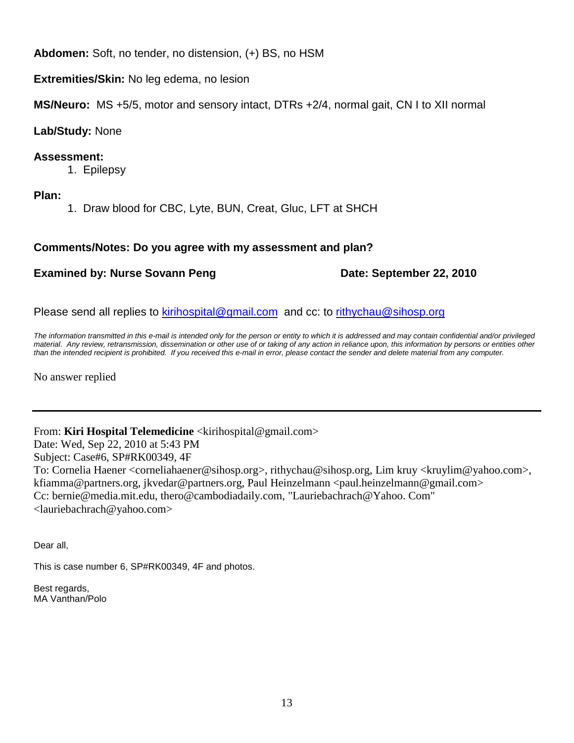**Abdomen:** Soft, no tender, no distension, (+) BS, no HSM

**Extremities/Skin:** No leg edema, no lesion

**MS/Neuro:** MS +5/5, motor and sensory intact, DTRs +2/4, normal gait, CN I to XII normal

**Lab/Study:** None

**Assessment:**

1. Epilepsy

**Plan:**

1. Draw blood for CBC, Lyte, BUN, Creat, Gluc, LFT at SHCH

**Comments/Notes: Do you agree with my assessment and plan?**

**Examined by: Nurse Sovann Peng** **Date: September 22, 2010**

Please send all replies to kirihospital@gmail.com and cc: to rithychau@sihosp.org

*The information transmitted in this e-mail is intended only for the person or entity to which it is addressed and may contain confidential and/or privileged material. Any review, retransmission, dissemination or other use of or taking of any action in reliance upon, this information by persons or entities other than the intended recipient is prohibited. If you received this e-mail in error, please contact the sender and delete material from any computer.*

No answer replied

---

From: **Kiri Hospital Telemedicine** <kirihospital@gmail.com>
Date: Wed, Sep 22, 2010 at 5:43 PM
Subject: Case#6, SP#RK00349, 4F
To: Cornelia Haener <corneliahaener@sihosp.org>, rithychau@sihosp.org, Lim kruy <kruylim@yahoo.com>, kfiamma@partners.org, jkvedar@partners.org, Paul Heinzelmann <paul.heinzelmann@gmail.com>
Cc: bernie@media.mit.edu, thero@cambodiadaily.com, "Lauriebachrach@Yahoo. Com" <lauriebachrach@yahoo.com>

Dear all,

This is case number 6, SP#RK00349, 4F and photos.

Best regards,
MA Vanthan/Polo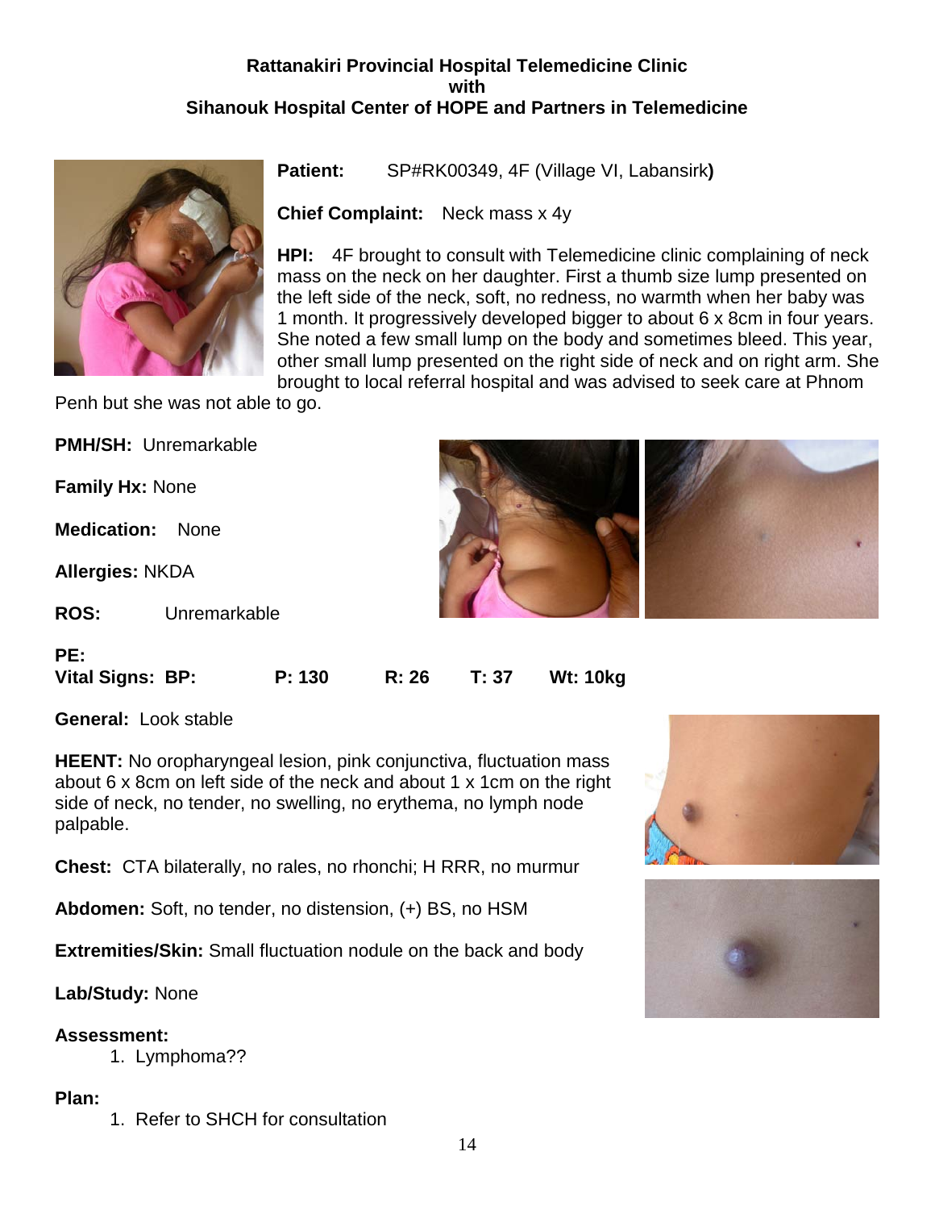**Rattanakiri Provincial Hospital Telemedicine Clinic**
**with**
**Sihanouk Hospital Center of HOPE and Partners in Telemedicine**

**Patient:** SP#RK00349, 4F (Village VI, Labansirk**)**

**Chief Complaint:** Neck mass x 4y

**HPI:** 4F brought to consult with Telemedicine clinic complaining of neck mass on the neck on her daughter. First a thumb size lump presented on the left side of the neck, soft, no redness, no warmth when her baby was 1 month. It progressively developed bigger to about 6 x 8cm in four years. She noted a few small lump on the body and sometimes bleed. This year, other small lump presented on the right side of neck and on right arm. She brought to local referral hospital and was advised to seek care at Phnom Penh but she was not able to go.

**PMH/SH:** Unremarkable

**Family Hx:** None

**Medication:** None

**Allergies:** NKDA

**ROS:** Unremarkable

**PE:**

**Vital Signs: BP: P: 130 R: 26 T: 37 Wt: 10kg**

**General:** Look stable

**HEENT:** No oropharyngeal lesion, pink conjunctiva, fluctuation mass about 6 x 8cm on left side of the neck and about 1 x 1cm on the right side of neck, no tender, no swelling, no erythema, no lymph node palpable.

**Chest:** CTA bilaterally, no rales, no rhonchi; H RRR, no murmur

**Abdomen:** Soft, no tender, no distension, (+) BS, no HSM

**Extremities/Skin:** Small fluctuation nodule on the back and body

**Lab/Study:** None

**Assessment:**

1. Lymphoma??

**Plan:**

1. Refer to SHCH for consultation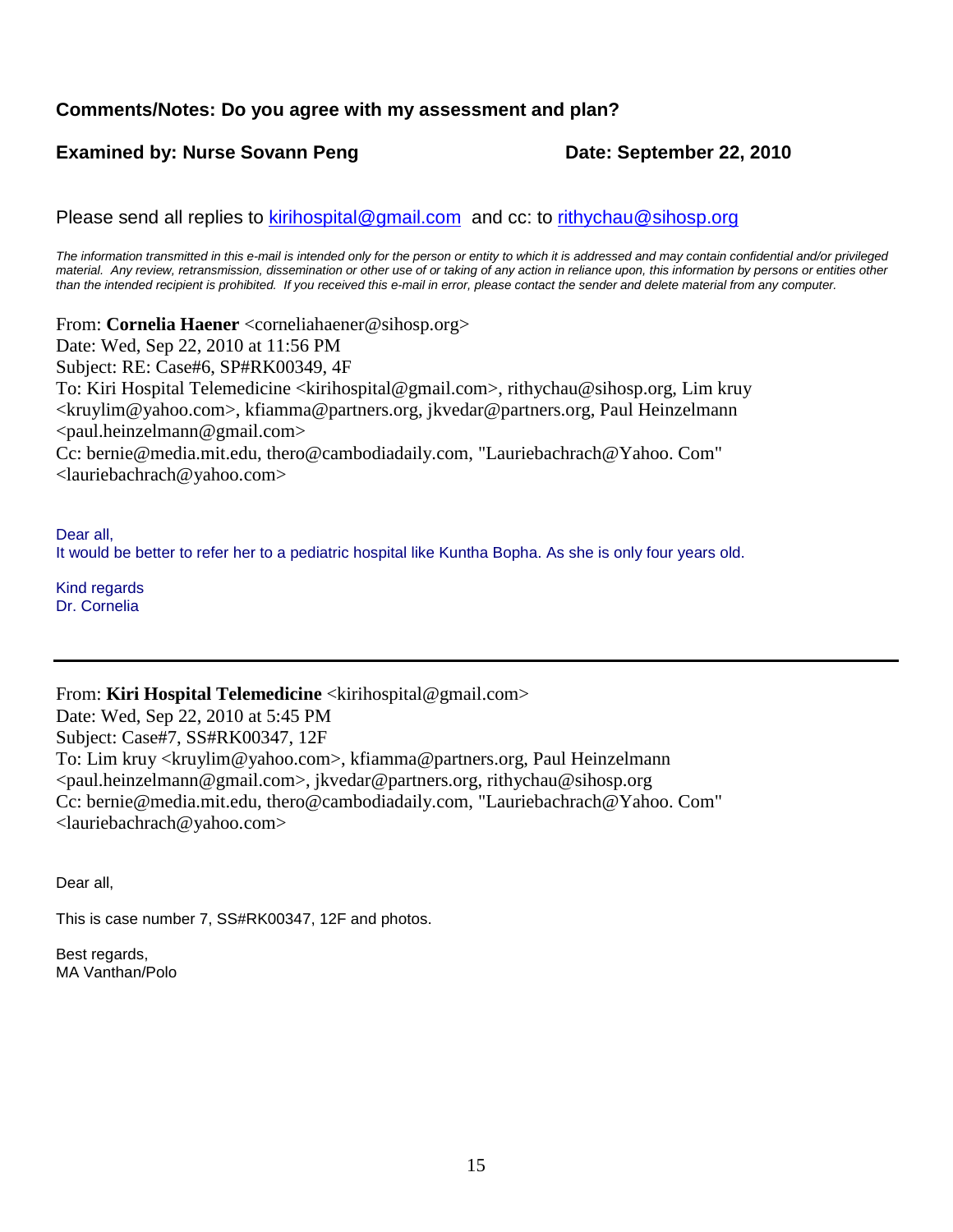**Comments/Notes: Do you agree with my assessment and plan?**

**Examined by: Nurse Sovann Peng** **Date: September 22, 2010**

Please send all replies to kirihospital@gmail.com and cc: to rithychau@sihosp.org

*The information transmitted in this e-mail is intended only for the person or entity to which it is addressed and may contain confidential and/or privileged material. Any review, retransmission, dissemination or other use of or taking of any action in reliance upon, this information by persons or entities other than the intended recipient is prohibited. If you received this e-mail in error, please contact the sender and delete material from any computer.*

From: **Cornelia Haener** <corneliahaener@sihosp.org>
Date: Wed, Sep 22, 2010 at 11:56 PM
Subject: RE: Case#6, SP#RK00349, 4F
To: Kiri Hospital Telemedicine <kirihospital@gmail.com>, rithychau@sihosp.org, Lim kruy <kruylim@yahoo.com>, kfiamma@partners.org, jkvedar@partners.org, Paul Heinzelmann <paul.heinzelmann@gmail.com>
Cc: bernie@media.mit.edu, thero@cambodiadaily.com, "Lauriebachrach@Yahoo. Com" <lauriebachrach@yahoo.com>

Dear all,
It would be better to refer her to a pediatric hospital like Kuntha Bopha. As she is only four years old.

Kind regards
Dr. Cornelia

---

From: **Kiri Hospital Telemedicine** <kirihospital@gmail.com>
Date: Wed, Sep 22, 2010 at 5:45 PM
Subject: Case#7, SS#RK00347, 12F
To: Lim kruy <kruylim@yahoo.com>, kfiamma@partners.org, Paul Heinzelmann <paul.heinzelmann@gmail.com>, jkvedar@partners.org, rithychau@sihosp.org
Cc: bernie@media.mit.edu, thero@cambodiadaily.com, "Lauriebachrach@Yahoo. Com" <lauriebachrach@yahoo.com>

Dear all,

This is case number 7, SS#RK00347, 12F and photos.

Best regards,
MA Vanthan/Polo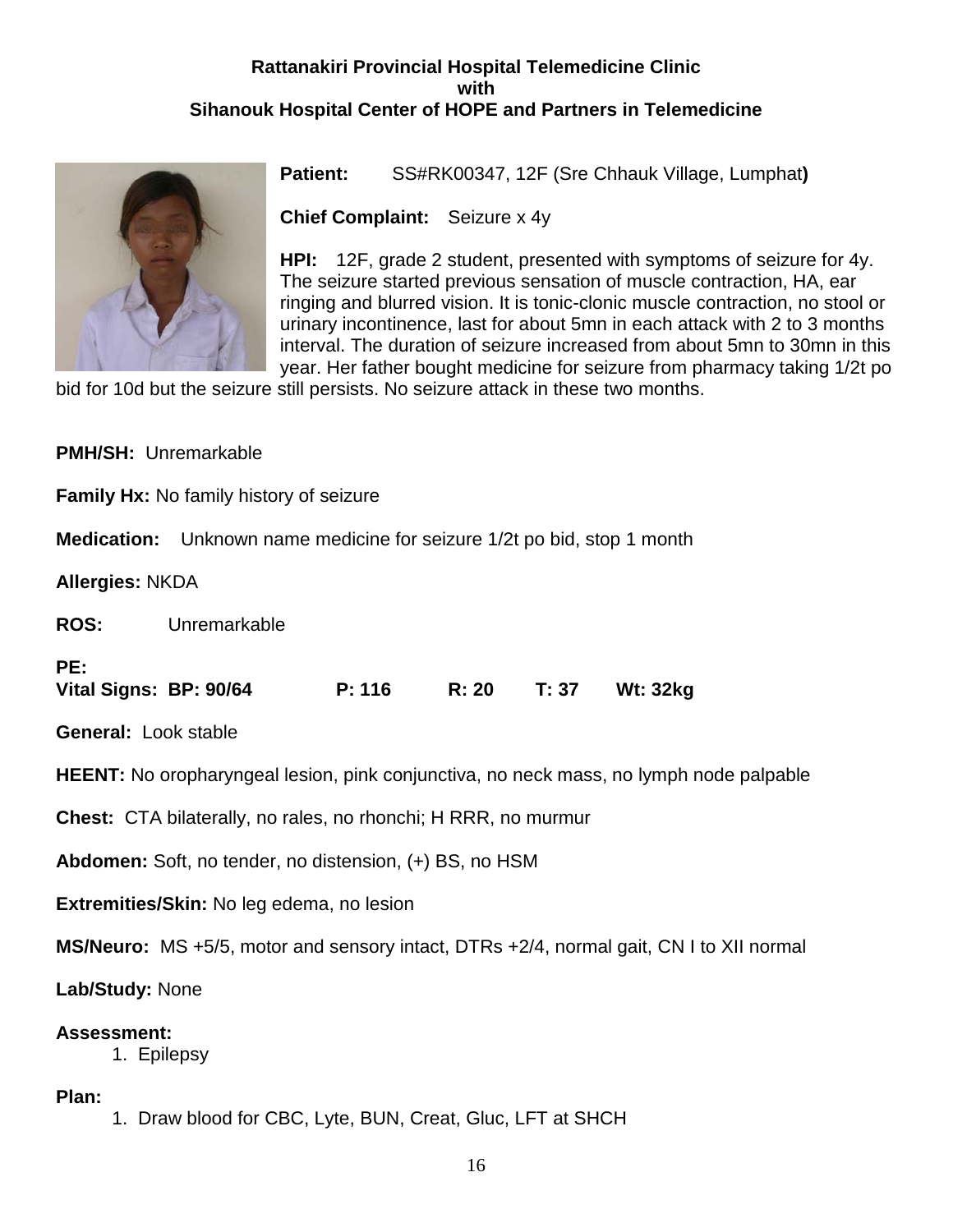**Rattanakiri Provincial Hospital Telemedicine Clinic**
**with**
**Sihanouk Hospital Center of HOPE and Partners in Telemedicine**

**Patient:** SS#RK00347, 12F (Sre Chhauk Village, Lumphat**)**

**Chief Complaint:** Seizure x 4y

**HPI:** 12F, grade 2 student, presented with symptoms of seizure for 4y. The seizure started previous sensation of muscle contraction, HA, ear ringing and blurred vision. It is tonic-clonic muscle contraction, no stool or urinary incontinence, last for about 5mn in each attack with 2 to 3 months interval. The duration of seizure increased from about 5mn to 30mn in this year. Her father bought medicine for seizure from pharmacy taking 1/2t po bid for 10d but the seizure still persists. No seizure attack in these two months.

**PMH/SH:** Unremarkable

**Family Hx:** No family history of seizure

**Medication:** Unknown name medicine for seizure 1/2t po bid, stop 1 month

**Allergies:** NKDA

**ROS:** Unremarkable

**PE:**
**Vital Signs: BP: 90/64 P: 116 R: 20 T: 37 Wt: 32kg**

**General:** Look stable

**HEENT:** No oropharyngeal lesion, pink conjunctiva, no neck mass, no lymph node palpable

**Chest:** CTA bilaterally, no rales, no rhonchi; H RRR, no murmur

**Abdomen:** Soft, no tender, no distension, (+) BS, no HSM

**Extremities/Skin:** No leg edema, no lesion

**MS/Neuro:** MS +5/5, motor and sensory intact, DTRs +2/4, normal gait, CN I to XII normal

**Lab/Study:** None

**Assessment:**

1. Epilepsy

**Plan:**

1. Draw blood for CBC, Lyte, BUN, Creat, Gluc, LFT at SHCH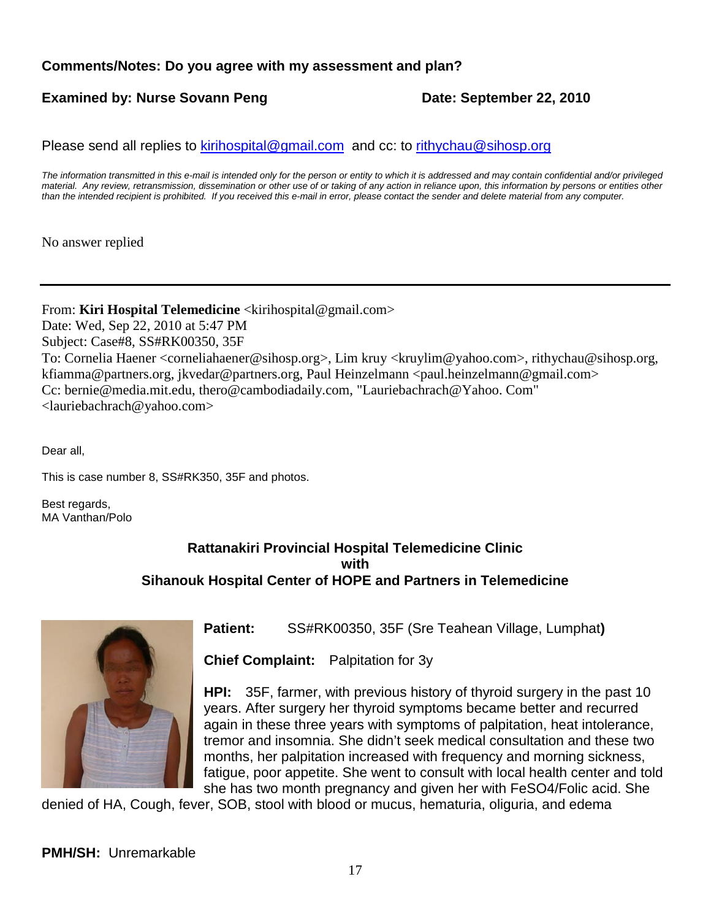**Comments/Notes: Do you agree with my assessment and plan?**

**Examined by: Nurse Sovann Peng** **Date: September 22, 2010**

Please send all replies to [kirihospital@gmail.com](mailto:kirihospital@gmail.com) and cc: to [rithychau@sihosp.org](mailto:rithychau@sihosp.org)

*The information transmitted in this e-mail is intended only for the person or entity to which it is addressed and may contain confidential and/or privileged material. Any review, retransmission, dissemination or other use of or taking of any action in reliance upon, this information by persons or entities other than the intended recipient is prohibited. If you received this e-mail in error, please contact the sender and delete material from any computer.*

No answer replied

---

From: **Kiri Hospital Telemedicine** <kirihospital@gmail.com>
Date: Wed, Sep 22, 2010 at 5:47 PM
Subject: Case#8, SS#RK00350, 35F
To: Cornelia Haener <corneliahaener@sihosp.org>, Lim kruy <kruylim@yahoo.com>, rithychau@sihosp.org, kfiamma@partners.org, jkvedar@partners.org, Paul Heinzelmann <paul.heinzelmann@gmail.com>
Cc: bernie@media.mit.edu, thero@cambodiadaily.com, "Lauriebachrach@Yahoo. Com" <lauriebachrach@yahoo.com>

Dear all,

This is case number 8, SS#RK350, 35F and photos.

Best regards,
MA Vanthan/Polo

**Rattanakiri Provincial Hospital Telemedicine Clinic**
**with**
**Sihanouk Hospital Center of HOPE and Partners in Telemedicine**

**Patient:** SS#RK00350, 35F (Sre Teahean Village, Lumphat**)**

**Chief Complaint:** Palpitation for 3y

**HPI:** 35F, farmer, with previous history of thyroid surgery in the past 10 years. After surgery her thyroid symptoms became better and recurred again in these three years with symptoms of palpitation, heat intolerance, tremor and insomnia. She didn't seek medical consultation and these two months, her palpitation increased with frequency and morning sickness, fatigue, poor appetite. She went to consult with local health center and told she has two month pregnancy and given her with FeSO4/Folic acid. She denied of HA, Cough, fever, SOB, stool with blood or mucus, hematuria, oliguria, and edema

**PMH/SH:** Unremarkable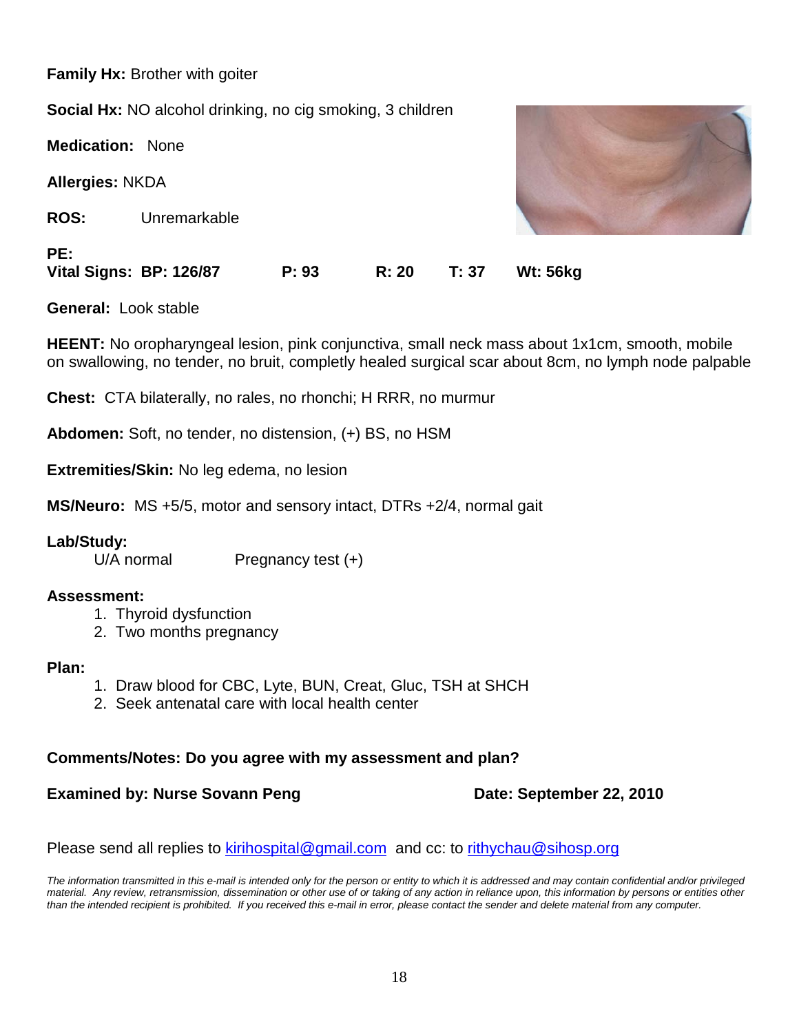**Family Hx:** Brother with goiter

**Social Hx:** NO alcohol drinking, no cig smoking, 3 children

**Medication:** None

**Allergies:** NKDA

**ROS:** Unremarkable

**PE:**
**Vital Signs: BP: 126/87 P: 93 R: 20 T: 37 Wt: 56kg**

**General:** Look stable

**HEENT:** No oropharyngeal lesion, pink conjunctiva, small neck mass about 1x1cm, smooth, mobile on swallowing, no tender, no bruit, completly healed surgical scar about 8cm, no lymph node palpable

**Chest:** CTA bilaterally, no rales, no rhonchi; H RRR, no murmur

**Abdomen:** Soft, no tender, no distension, (+) BS, no HSM

**Extremities/Skin:** No leg edema, no lesion

**MS/Neuro:** MS +5/5, motor and sensory intact, DTRs +2/4, normal gait

**Lab/Study:**
U/A normal Pregnancy test (+)

**Assessment:**
1. Thyroid dysfunction
2. Two months pregnancy

**Plan:**
1. Draw blood for CBC, Lyte, BUN, Creat, Gluc, TSH at SHCH
2. Seek antenatal care with local health center

**Comments/Notes: Do you agree with my assessment and plan?**

**Examined by: Nurse Sovann Peng** **Date: September 22, 2010**

Please send all replies to kirihospital@gmail.com and cc: to rithychau@sihosp.org

*The information transmitted in this e-mail is intended only for the person or entity to which it is addressed and may contain confidential and/or privileged material. Any review, retransmission, dissemination or other use of or taking of any action in reliance upon, this information by persons or entities other than the intended recipient is prohibited. If you received this e-mail in error, please contact the sender and delete material from any computer.*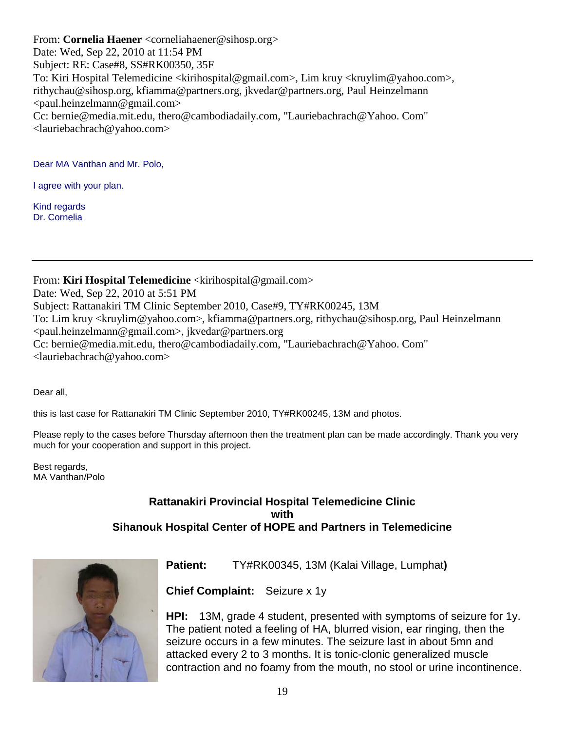From: **Cornelia Haener** <corneliahaener@sihosp.org>
Date: Wed, Sep 22, 2010 at 11:54 PM
Subject: RE: Case#8, SS#RK00350, 35F
To: Kiri Hospital Telemedicine <kirihospital@gmail.com>, Lim kruy <kruylim@yahoo.com>, rithychau@sihosp.org, kfiamma@partners.org, jkvedar@partners.org, Paul Heinzelmann <paul.heinzelmann@gmail.com>
Cc: bernie@media.mit.edu, thero@cambodiadaily.com, "Lauriebachrach@Yahoo. Com" <lauriebachrach@yahoo.com>

Dear MA Vanthan and Mr. Polo,

I agree with your plan.

Kind regards
Dr. Cornelia

---

From: **Kiri Hospital Telemedicine** <kirihospital@gmail.com>
Date: Wed, Sep 22, 2010 at 5:51 PM
Subject: Rattanakiri TM Clinic September 2010, Case#9, TY#RK00245, 13M
To: Lim kruy <kruylim@yahoo.com>, kfiamma@partners.org, rithychau@sihosp.org, Paul Heinzelmann <paul.heinzelmann@gmail.com>, jkvedar@partners.org
Cc: bernie@media.mit.edu, thero@cambodiadaily.com, "Lauriebachrach@Yahoo. Com" <lauriebachrach@yahoo.com>

Dear all,

this is last case for Rattanakiri TM Clinic September 2010, TY#RK00245, 13M and photos.

Please reply to the cases before Thursday afternoon then the treatment plan can be made accordingly. Thank you very much for your cooperation and support in this project.

Best regards,
MA Vanthan/Polo

**Rattanakiri Provincial Hospital Telemedicine Clinic**
**with**
**Sihanouk Hospital Center of HOPE and Partners in Telemedicine**

**Patient:** TY#RK00345, 13M (Kalai Village, Lumphat**)**

**Chief Complaint:** Seizure x 1y

**HPI:** 13M, grade 4 student, presented with symptoms of seizure for 1y. The patient noted a feeling of HA, blurred vision, ear ringing, then the seizure occurs in a few minutes. The seizure last in about 5mn and attacked every 2 to 3 months. It is tonic-clonic generalized muscle contraction and no foamy from the mouth, no stool or urine incontinence.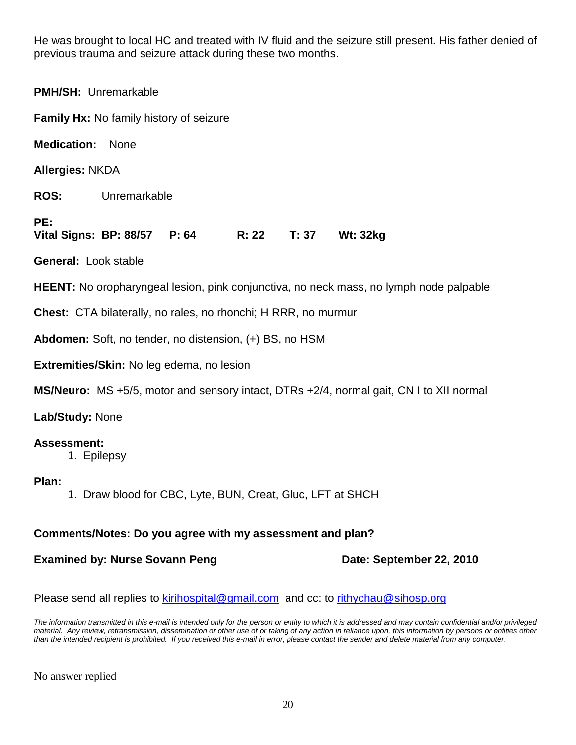He was brought to local HC and treated with IV fluid and the seizure still present. His father denied of previous trauma and seizure attack during these two months.

**PMH/SH:** Unremarkable

**Family Hx:** No family history of seizure

**Medication:** None

**Allergies:** NKDA

**ROS:** Unremarkable

**PE:**
**Vital Signs: BP: 88/57 P: 64 R: 22 T: 37 Wt: 32kg**

**General:** Look stable

**HEENT:** No oropharyngeal lesion, pink conjunctiva, no neck mass, no lymph node palpable

**Chest:** CTA bilaterally, no rales, no rhonchi; H RRR, no murmur

**Abdomen:** Soft, no tender, no distension, (+) BS, no HSM

**Extremities/Skin:** No leg edema, no lesion

**MS/Neuro:** MS +5/5, motor and sensory intact, DTRs +2/4, normal gait, CN I to XII normal

**Lab/Study:** None

**Assessment:**

1. Epilepsy

**Plan:**

1. Draw blood for CBC, Lyte, BUN, Creat, Gluc, LFT at SHCH

**Comments/Notes: Do you agree with my assessment and plan?**

**Examined by: Nurse Sovann Peng** **Date: September 22, 2010**

Please send all replies to kirihospital@gmail.com and cc: to rithychau@sihosp.org

*The information transmitted in this e-mail is intended only for the person or entity to which it is addressed and may contain confidential and/or privileged material. Any review, retransmission, dissemination or other use of or taking of any action in reliance upon, this information by persons or entities other than the intended recipient is prohibited. If you received this e-mail in error, please contact the sender and delete material from any computer.*

No answer replied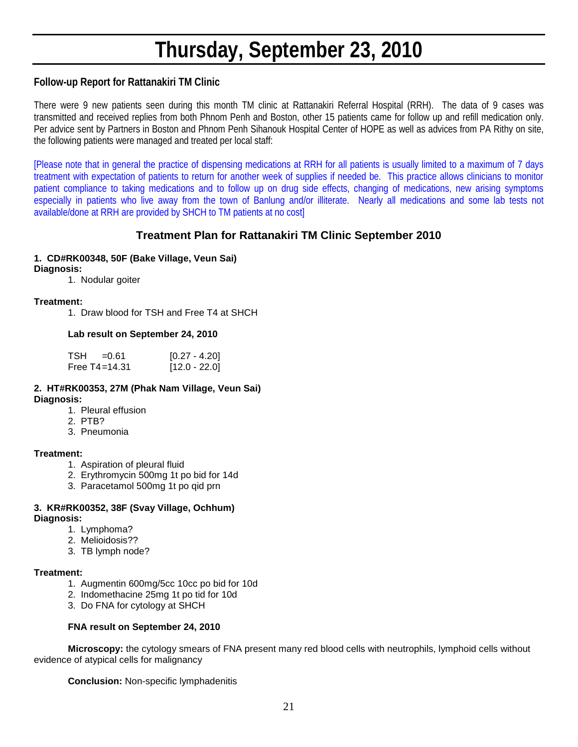# Thursday, September 23, 2010

**Follow-up Report for Rattanakiri TM Clinic**

There were 9 new patients seen during this month TM clinic at Rattanakiri Referral Hospital (RRH). The data of 9 cases was transmitted and received replies from both Phnom Penh and Boston, other 15 patients came for follow up and refill medication only. Per advice sent by Partners in Boston and Phnom Penh Sihanouk Hospital Center of HOPE as well as advices from PA Rithy on site, the following patients were managed and treated per local staff:

[Please note that in general the practice of dispensing medications at RRH for all patients is usually limited to a maximum of 7 days treatment with expectation of patients to return for another week of supplies if needed be. This practice allows clinicians to monitor patient compliance to taking medications and to follow up on drug side effects, changing of medications, new arising symptoms especially in patients who live away from the town of Banlung and/or illiterate. Nearly all medications and some lab tests not available/done at RRH are provided by SHCH to TM patients at no cost]

## Treatment Plan for Rattanakiri TM Clinic September 2010

**1. CD#RK00348, 50F (Bake Village, Veun Sai)**

**Diagnosis:**

1. Nodular goiter

**Treatment:**

1. Draw blood for TSH and Free T4 at SHCH

**Lab result on September 24, 2010**

| | | |
|---|---|---|
| TSH | =0.61 | [0.27 - 4.20] |
| Free T4 | =14.31 | [12.0 - 22.0] |

**2. HT#RK00353, 27M (Phak Nam Village, Veun Sai)**

**Diagnosis:**

1. Pleural effusion
2. PTB?
3. Pneumonia

**Treatment:**

1. Aspiration of pleural fluid
2. Erythromycin 500mg 1t po bid for 14d
3. Paracetamol 500mg 1t po qid prn

**3. KR#RK00352, 38F (Svay Village, Ochhum)**

**Diagnosis:**

1. Lymphoma?
2. Melioidosis??
3. TB lymph node?

**Treatment:**

1. Augmentin 600mg/5cc 10cc po bid for 10d
2. Indomethacine 25mg 1t po tid for 10d
3. Do FNA for cytology at SHCH

**FNA result on September 24, 2010**

**Microscopy:** the cytology smears of FNA present many red blood cells with neutrophils, lymphoid cells without evidence of atypical cells for malignancy

**Conclusion:** Non-specific lymphadenitis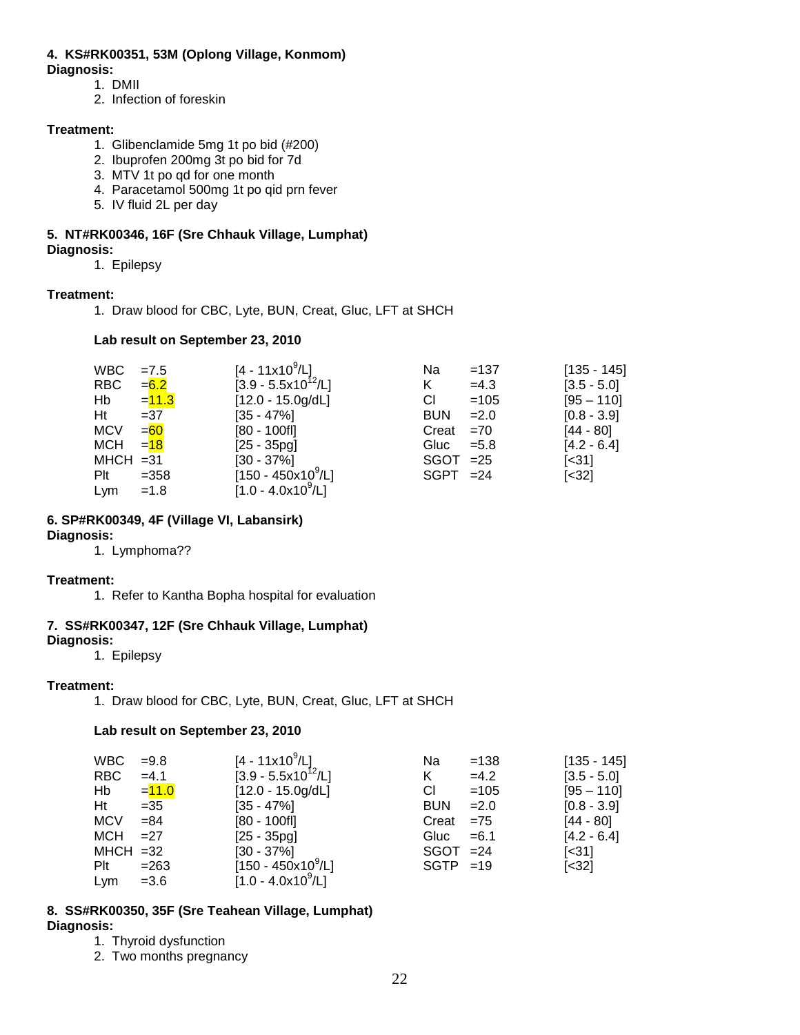**4. KS#RK00351, 53M (Oplong Village, Konmom)**
**Diagnosis:**

1. DMII
2. Infection of foreskin

**Treatment:**

1. Glibenclamide 5mg 1t po bid (#200)
2. Ibuprofen 200mg 3t po bid for 7d
3. MTV 1t po qd for one month
4. Paracetamol 500mg 1t po qid prn fever
5. IV fluid 2L per day

**5. NT#RK00346, 16F (Sre Chhauk Village, Lumphat)**
**Diagnosis:**

1. Epilepsy

**Treatment:**

1. Draw blood for CBC, Lyte, BUN, Creat, Gluc, LFT at SHCH

**Lab result on September 23, 2010**

| | | | | | |
|---|---|---|---|---|---|
| WBC | =7.5 | [4 - 11x10$^9$/L] | Na | =137 | [135 - 145] |
| RBC | =6.2 | [3.9 - 5.5x10$^{12}$/L] | K | =4.3 | [3.5 - 5.0] |
| Hb | =11.3 | [12.0 - 15.0g/dL] | Cl | =105 | [95 – 110] |
| Ht | =37 | [35 - 47%] | BUN | =2.0 | [0.8 - 3.9] |
| MCV | =60 | [80 - 100fl] | Creat | =70 | [44 - 80] |
| MCH | =18 | [25 - 35pg] | Gluc | =5.8 | [4.2 - 6.4] |
| MHCH | =31 | [30 - 37%] | SGOT | =25 | [<31] |
| Plt | =358 | [150 - 450x10$^9$/L] | SGPT | =24 | [<32] |
| Lym | =1.8 | [1.0 - 4.0x10$^9$/L] | | | |

**6. SP#RK00349, 4F (Village VI, Labansirk)**
**Diagnosis:**

1. Lymphoma??

**Treatment:**

1. Refer to Kantha Bopha hospital for evaluation

**7. SS#RK00347, 12F (Sre Chhauk Village, Lumphat)**
**Diagnosis:**

1. Epilepsy

**Treatment:**

1. Draw blood for CBC, Lyte, BUN, Creat, Gluc, LFT at SHCH

**Lab result on September 23, 2010**

| | | | | | |
|---|---|---|---|---|---|
| WBC | =9.8 | [4 - 11x10$^9$/L] | Na | =138 | [135 - 145] |
| RBC | =4.1 | [3.9 - 5.5x10$^{12}$/L] | K | =4.2 | [3.5 - 5.0] |
| Hb | =11.0 | [12.0 - 15.0g/dL] | Cl | =105 | [95 – 110] |
| Ht | =35 | [35 - 47%] | BUN | =2.0 | [0.8 - 3.9] |
| MCV | =84 | [80 - 100fl] | Creat | =75 | [44 - 80] |
| MCH | =27 | [25 - 35pg] | Gluc | =6.1 | [4.2 - 6.4] |
| MHCH | =32 | [30 - 37%] | SGOT | =24 | [<31] |
| Plt | =263 | [150 - 450x10$^9$/L] | SGTP | =19 | [<32] |
| Lym | =3.6 | [1.0 - 4.0x10$^9$/L] | | | |

**8. SS#RK00350, 35F (Sre Teahean Village, Lumphat)**
**Diagnosis:**

1. Thyroid dysfunction
2. Two months pregnancy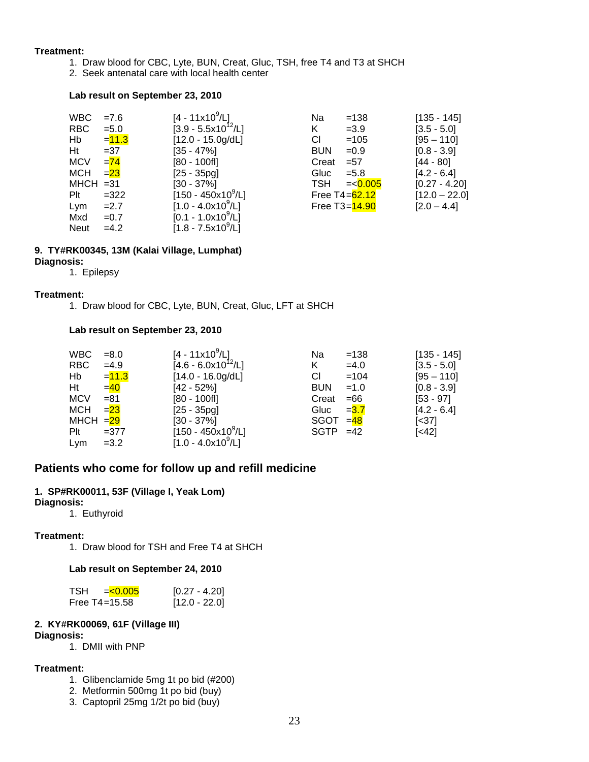**Treatment:**

1. Draw blood for CBC, Lyte, BUN, Creat, Gluc, TSH, free T4 and T3 at SHCH
2. Seek antenatal care with local health center

**Lab result on September 23, 2010**

| | | | | | |
|---|---|---|---|---|---|
| WBC | =7.6 | [4 - 11x$10^9$/L] | Na | =138 | [135 - 145] |
| RBC | =5.0 | [3.9 - 5.5x$10^{12}$/L] | K | =3.9 | [3.5 - 5.0] |
| Hb | =11.3 | [12.0 - 15.0g/dL] | Cl | =105 | [95 – 110] |
| Ht | =37 | [35 - 47%] | BUN | =0.9 | [0.8 - 3.9] |
| MCV | =74 | [80 - 100fl] | Creat | =57 | [44 - 80] |
| MCH | =23 | [25 - 35pg] | Gluc | =5.8 | [4.2 - 6.4] |
| MHCH | =31 | [30 - 37%] | TSH | =<0.005 | [0.27 - 4.20] |
| Plt | =322 | [150 - 450x$10^9$/L] | Free T4 | =62.12 | [12.0 – 22.0] |
| Lym | =2.7 | [1.0 - 4.0x$10^9$/L] | Free T3 | =14.90 | [2.0 – 4.4] |
| Mxd | =0.7 | [0.1 - 1.0x$10^9$/L] | | | |
| Neut | =4.2 | [1.8 - 7.5x$10^9$/L] | | | |

**9. TY#RK00345, 13M (Kalai Village, Lumphat)**

**Diagnosis:**

1. Epilepsy

**Treatment:**

1. Draw blood for CBC, Lyte, BUN, Creat, Gluc, LFT at SHCH

**Lab result on September 23, 2010**

| | | | | | |
|---|---|---|---|---|---|
| WBC | =8.0 | [4 - 11x$10^9$/L] | Na | =138 | [135 - 145] |
| RBC | =4.9 | [4.6 - 6.0x$10^{12}$/L] | K | =4.0 | [3.5 - 5.0] |
| Hb | =11.3 | [14.0 - 16.0g/dL] | Cl | =104 | [95 – 110] |
| Ht | =40 | [42 - 52%] | BUN | =1.0 | [0.8 - 3.9] |
| MCV | =81 | [80 - 100fl] | Creat | =66 | [53 - 97] |
| MCH | =23 | [25 - 35pg] | Gluc | =3.7 | [4.2 - 6.4] |
| MHCH | =29 | [30 - 37%] | SGOT | =48 | [<37] |
| Plt | =377 | [150 - 450x$10^9$/L] | SGPT | =42 | [<42] |
| Lym | =3.2 | [1.0 - 4.0x$10^9$/L] | | | |

## Patients who come for follow up and refill medicine

**1. SP#RK00011, 53F (Village I, Yeak Lom)**

**Diagnosis:**

1. Euthyroid

**Treatment:**

1. Draw blood for TSH and Free T4 at SHCH

**Lab result on September 24, 2010**

| | | |
|---|---|---|
| TSH | =<0.005 | [0.27 - 4.20] |
| Free T4 | =15.58 | [12.0 - 22.0] |

**2. KY#RK00069, 61F (Village III)**

**Diagnosis:**

1. DMII with PNP

**Treatment:**

1. Glibenclamide 5mg 1t po bid (#200)
2. Metformin 500mg 1t po bid (buy)
3. Captopril 25mg 1/2t po bid (buy)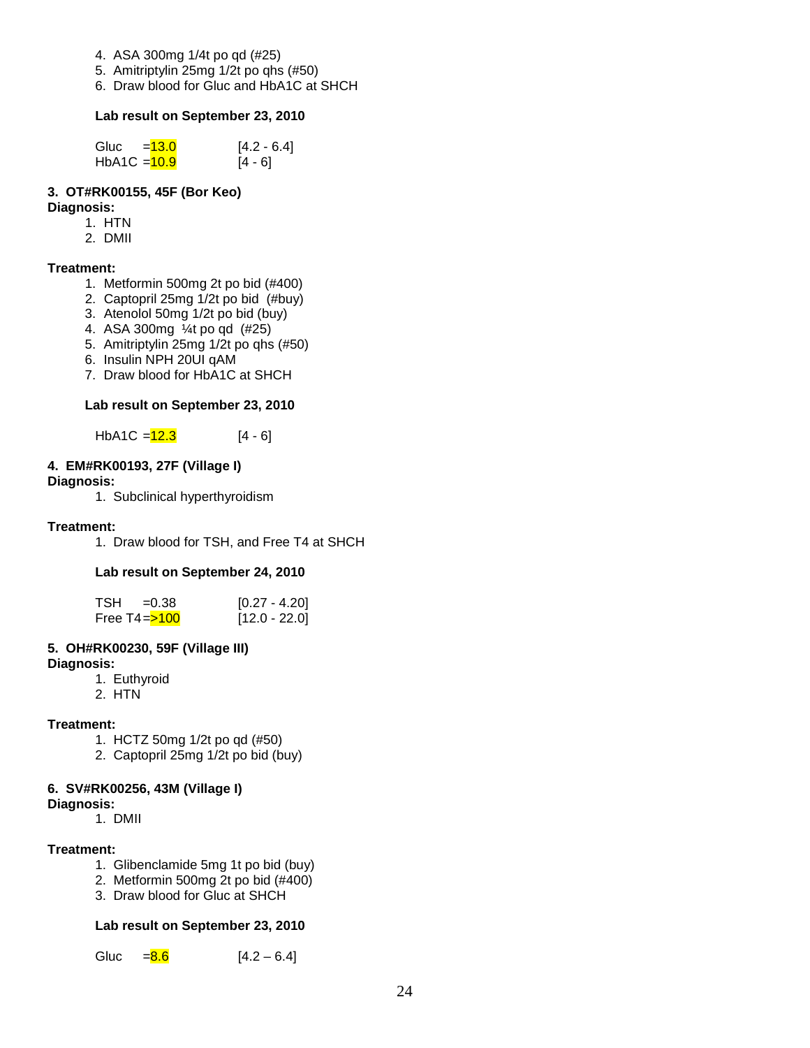4. ASA 300mg 1/4t po qd (#25)
5. Amitriptylin 25mg 1/2t po qhs (#50)
6. Draw blood for Gluc and HbA1C at SHCH

**Lab result on September 23, 2010**

| | | |
|---|---|---|
| Gluc | =13.0 | [4.2 - 6.4] |
| HbA1C | =10.9 | [4 - 6] |

**3. OT#RK00155, 45F (Bor Keo)**

**Diagnosis:**

1. HTN
2. DMII

**Treatment:**

1. Metformin 500mg 2t po bid (#400)
2. Captopril 25mg 1/2t po bid (#buy)
3. Atenolol 50mg 1/2t po bid (buy)
4. ASA 300mg ¼t po qd (#25)
5. Amitriptylin 25mg 1/2t po qhs (#50)
6. Insulin NPH 20UI qAM
7. Draw blood for HbA1C at SHCH

**Lab result on September 23, 2010**

| | | |
|---|---|---|
| HbA1C | =12.3 | [4 - 6] |

**4. EM#RK00193, 27F (Village I)**

**Diagnosis:**

1. Subclinical hyperthyroidism

**Treatment:**

1. Draw blood for TSH, and Free T4 at SHCH

**Lab result on September 24, 2010**

| | | |
|---|---|---|
| TSH | =0.38 | [0.27 - 4.20] |
| Free T4 | =>100 | [12.0 - 22.0] |

**5. OH#RK00230, 59F (Village III)**

**Diagnosis:**

1. Euthyroid
2. HTN

**Treatment:**

1. HCTZ 50mg 1/2t po qd (#50)
2. Captopril 25mg 1/2t po bid (buy)

**6. SV#RK00256, 43M (Village I)**

**Diagnosis:**

1. DMII

**Treatment:**

1. Glibenclamide 5mg 1t po bid (buy)
2. Metformin 500mg 2t po bid (#400)
3. Draw blood for Gluc at SHCH

**Lab result on September 23, 2010**

| | | |
|---|---|---|
| Gluc | =8.6 | [4.2 – 6.4] |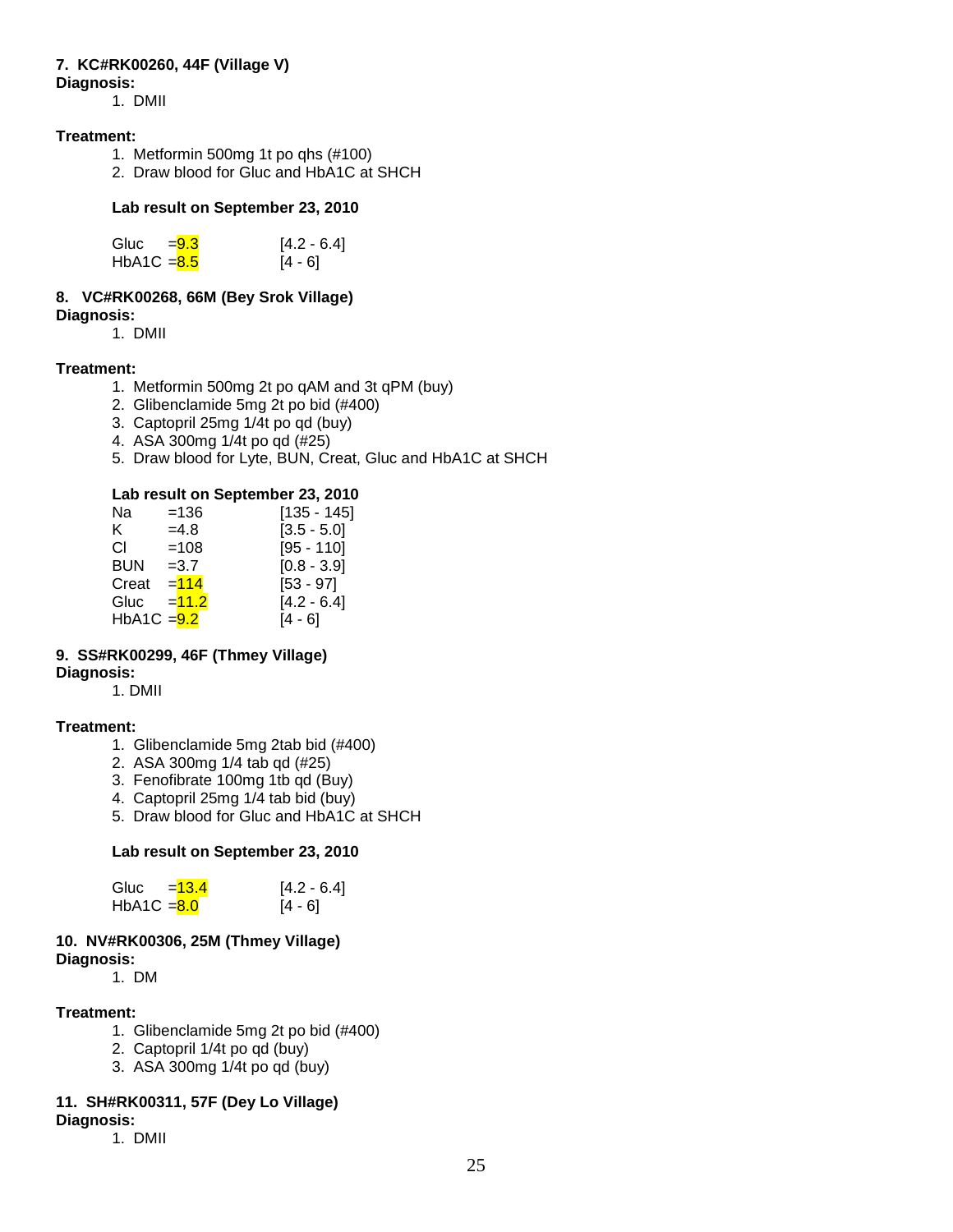**7. KC#RK00260, 44F (Village V)**

**Diagnosis:**

1. DMII

**Treatment:**

1. Metformin 500mg 1t po qhs (#100)
2. Draw blood for Gluc and HbA1C at SHCH

**Lab result on September 23, 2010**

| | | |
|---|---|---|
| Gluc | =9.3 | [4.2 - 6.4] |
| HbA1C | =8.5 | [4 - 6] |

**8. VC#RK00268, 66M (Bey Srok Village)**

**Diagnosis:**

1. DMII

**Treatment:**

1. Metformin 500mg 2t po qAM and 3t qPM (buy)
2. Glibenclamide 5mg 2t po bid (#400)
3. Captopril 25mg 1/4t po qd (buy)
4. ASA 300mg 1/4t po qd (#25)
5. Draw blood for Lyte, BUN, Creat, Gluc and HbA1C at SHCH

**Lab result on September 23, 2010**

| | | |
|---|---|---|
| Na | =136 | [135 - 145] |
| K | =4.8 | [3.5 - 5.0] |
| Cl | =108 | [95 - 110] |
| BUN | =3.7 | [0.8 - 3.9] |
| Creat | =114 | [53 - 97] |
| Gluc | =11.2 | [4.2 - 6.4] |
| HbA1C | =9.2 | [4 - 6] |

**9. SS#RK00299, 46F (Thmey Village)**

**Diagnosis:**

1. DMII

**Treatment:**

1. Glibenclamide 5mg 2tab bid (#400)
2. ASA 300mg 1/4 tab qd (#25)
3. Fenofibrate 100mg 1tb qd (Buy)
4. Captopril 25mg 1/4 tab bid (buy)
5. Draw blood for Gluc and HbA1C at SHCH

**Lab result on September 23, 2010**

| | | |
|---|---|---|
| Gluc | =13.4 | [4.2 - 6.4] |
| HbA1C | =8.0 | [4 - 6] |

**10. NV#RK00306, 25M (Thmey Village)**

**Diagnosis:**

1. DM

**Treatment:**

1. Glibenclamide 5mg 2t po bid (#400)
2. Captopril 1/4t po qd (buy)
3. ASA 300mg 1/4t po qd (buy)

**11. SH#RK00311, 57F (Dey Lo Village)**

**Diagnosis:**

1. DMII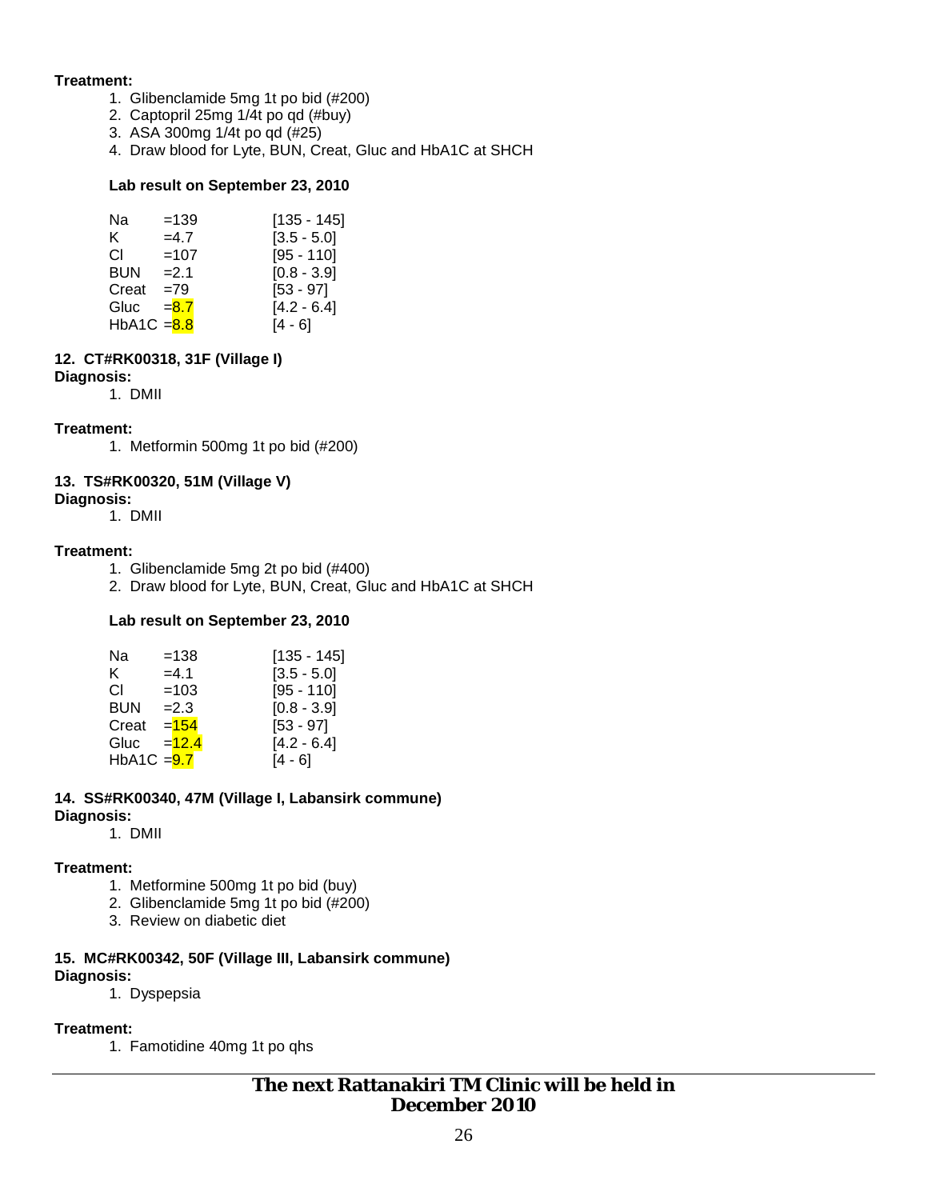**Treatment:**

1. Glibenclamide 5mg 1t po bid (#200)
2. Captopril 25mg 1/4t po qd (#buy)
3. ASA 300mg 1/4t po qd (#25)
4. Draw blood for Lyte, BUN, Creat, Gluc and HbA1C at SHCH

**Lab result on September 23, 2010**

| | | |
|---|---|---|
| Na | =139 | [135 - 145] |
| K | =4.7 | [3.5 - 5.0] |
| Cl | =107 | [95 - 110] |
| BUN | =2.1 | [0.8 - 3.9] |
| Creat | =79 | [53 - 97] |
| Gluc | =8.7 | [4.2 - 6.4] |
| HbA1C | =8.8 | [4 - 6] |

**12. CT#RK00318, 31F (Village I)**

**Diagnosis:**

1. DMII

**Treatment:**

1. Metformin 500mg 1t po bid (#200)

**13. TS#RK00320, 51M (Village V)**

**Diagnosis:**

1. DMII

**Treatment:**

1. Glibenclamide 5mg 2t po bid (#400)
2. Draw blood for Lyte, BUN, Creat, Gluc and HbA1C at SHCH

**Lab result on September 23, 2010**

| | | |
|---|---|---|
| Na | =138 | [135 - 145] |
| K | =4.1 | [3.5 - 5.0] |
| Cl | =103 | [95 - 110] |
| BUN | =2.3 | [0.8 - 3.9] |
| Creat | =154 | [53 - 97] |
| Gluc | =12.4 | [4.2 - 6.4] |
| HbA1C | =9.7 | [4 - 6] |

**14. SS#RK00340, 47M (Village I, Labansirk commune)**

**Diagnosis:**

1. DMII

**Treatment:**

1. Metformine 500mg 1t po bid (buy)
2. Glibenclamide 5mg 1t po bid (#200)
3. Review on diabetic diet

**15. MC#RK00342, 50F (Village III, Labansirk commune)**

**Diagnosis:**

1. Dyspepsia

**Treatment:**

1. Famotidine 40mg 1t po qhs

---

**The next Rattanakiri TM Clinic will be held in December 2010**